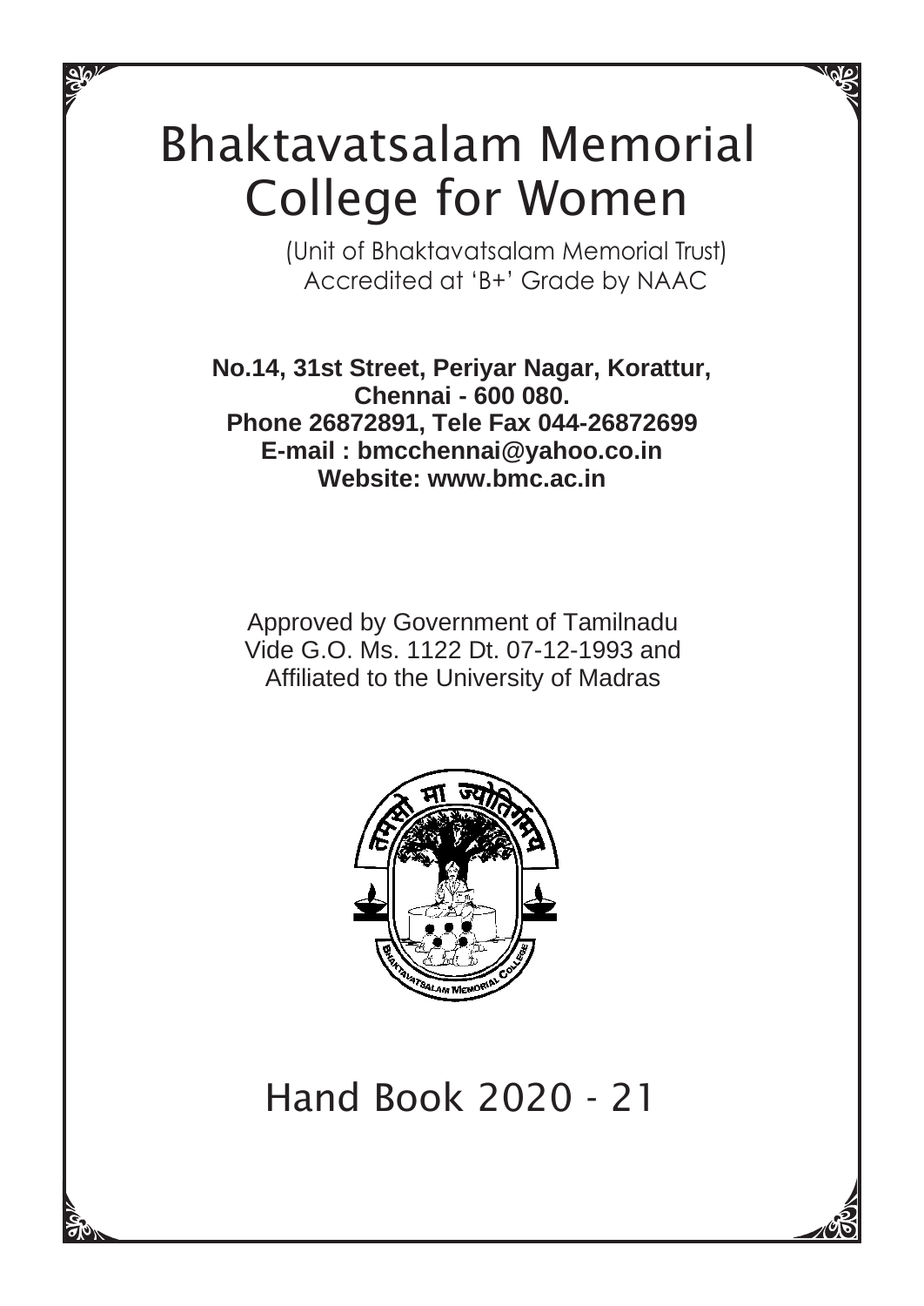# Bhaktavatsalam Memorial College for Women

(Unit of Bhaktavatsalam Memorial Trust)
Accredited at 'B+' Grade by NAAC

**No.14, 31st Street, Periyar Nagar, Korattur,**
**Chennai - 600 080.**
**Phone 26872891, Tele Fax 044-26872699**
**E-mail : bmcchennai@yahoo.co.in**
**Website: www.bmc.ac.in**

Approved by Government of Tamilnadu
Vide G.O. Ms. 1122 Dt. 07-12-1993 and
Affiliated to the University of Madras

## Hand Book 2020 - 21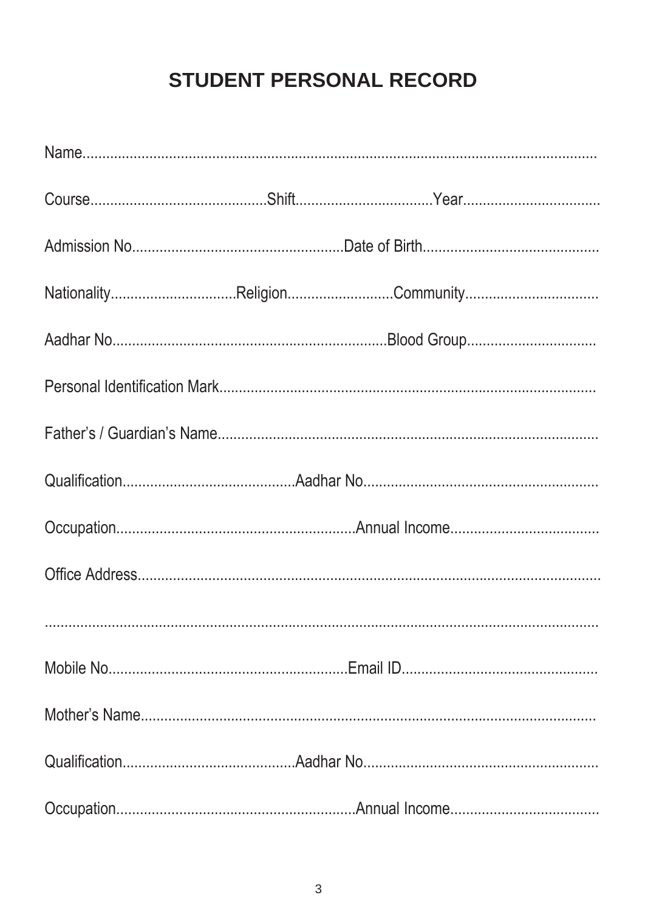# STUDENT PERSONAL RECORD

Name...............................................................................................................................

Course............................................Shift..................................Year..................................

Admission No....................................................Date of Birth............................................

Nationality...............................Religion..........................Community.................................

Aadhar No....................................................................Blood Group................................

Personal Identification Mark...............................................................................................

Father's / Guardian's Name...............................................................................................

Qualification...........................................Aadhar No...........................................................

Occupation...........................................................Annual Income.....................................

Office Address.....................................................................................................................

.............................................................................................................................................

Mobile No...........................................................Email ID................................................

Mother's Name....................................................................................................................

Qualification...........................................Aadhar No...........................................................

Occupation...........................................................Annual Income.....................................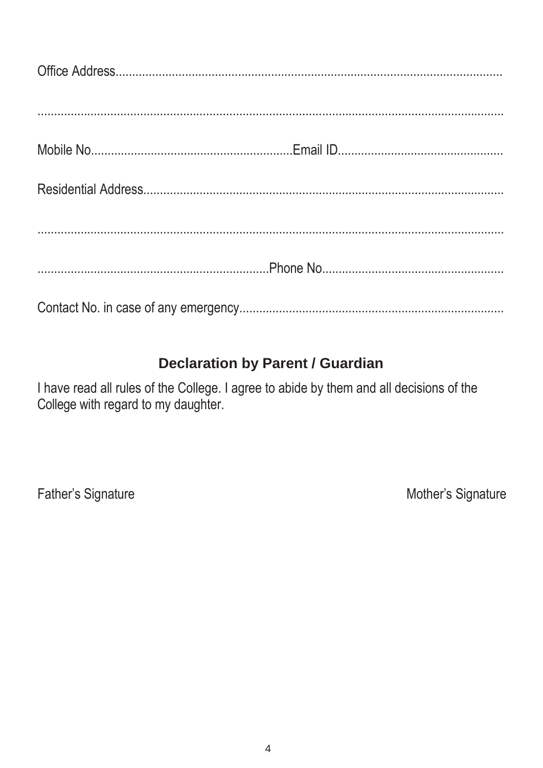Office Address....................................................................................................................

.................................................................................................................................

Mobile No...........................................................Email ID................................................

Residential Address..........................................................................................................

.................................................................................................................................

....................................................................Phone No.....................................................

Contact No. in case of any emergency..............................................................................

## Declaration by Parent / Guardian

I have read all rules of the College. I agree to abide by them and all decisions of the College with regard to my daughter.

Father's Signature                                                                                    Mother's Signature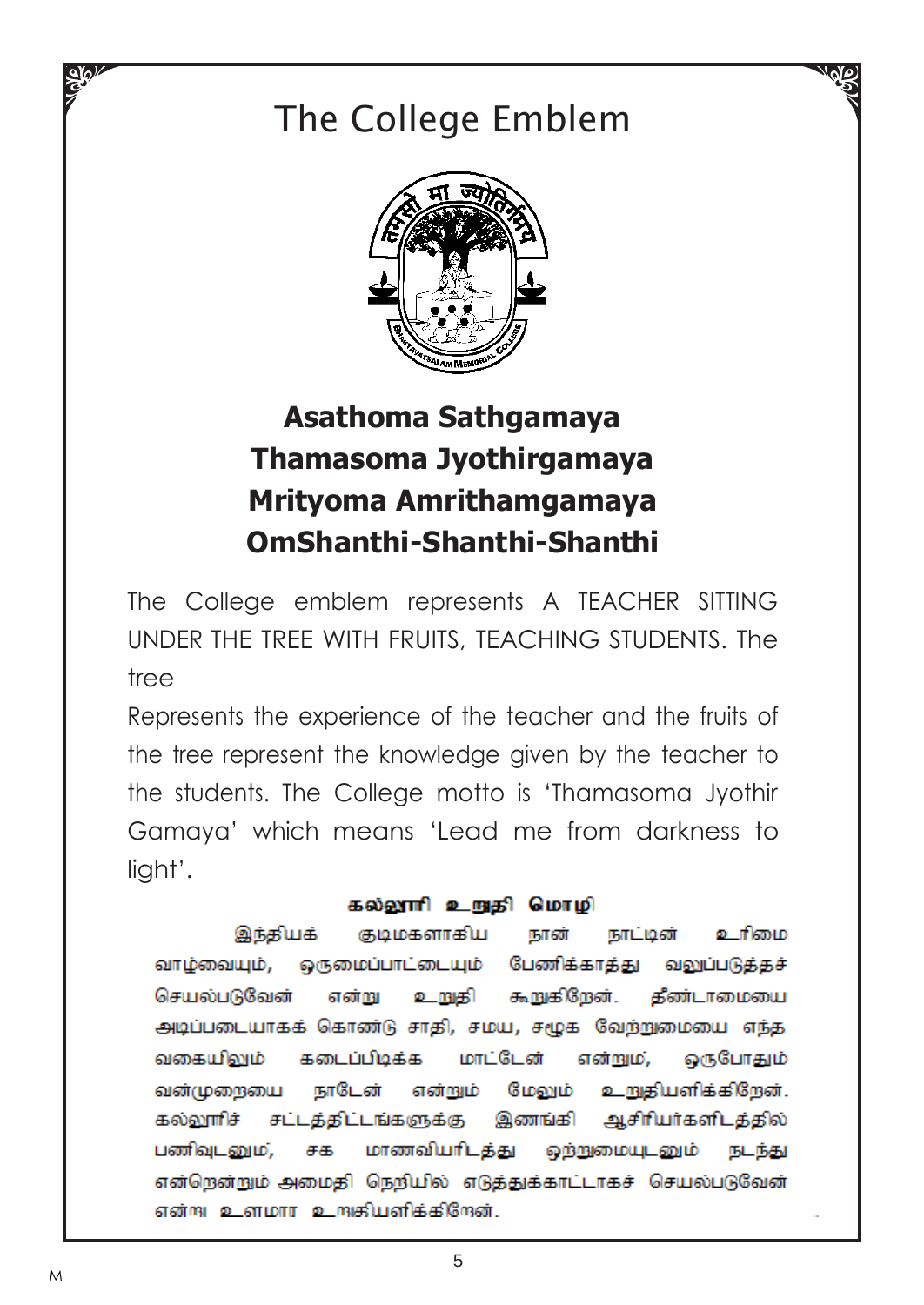# The College Emblem

**Asathoma Sathgamaya**
**Thamasoma Jyothirgamaya**
**Mrityoma Amrithamgamaya**
**OmShanthi-Shanthi-Shanthi**

The College emblem represents A TEACHER SITTING UNDER THE TREE WITH FRUITS, TEACHING STUDENTS. The tree

Represents the experience of the teacher and the fruits of the tree represent the knowledge given by the teacher to the students. The College motto is 'Thamasoma Jyothir Gamaya' which means 'Lead me from darkness to light'.

**கல்லூரி உறுதி மொழி**

இந்தியக் குடிமகளாகிய நான் நாட்டின் உரிமை வாழ்வையும், ஒருமைப்பாட்டையும் பேணிக்காத்து வலுப்படுத்தச் செயல்படுவேன் என்று உறுதி கூறுகிறேன். தீண்டாமையை அடிப்படையாகக் கொண்டு சாதி, சமய, சமூக வேற்றுமையை எந்த வகையிலும் கடைப்பிடிக்க மாட்டேன் என்றும், ஒருபோதும் வன்முறையை நாடேன் என்றும் மேலும் உறுதியளிக்கிறேன். கல்லூரிச் சட்டத்திட்டங்களுக்கு இணங்கி ஆசிரியர்களிடத்தில் பணிவுடனும், சக மாணவியரிடத்து ஒற்றுமையுடனும் நடந்து என்றென்றும் அமைதி நெறியில் எடுத்துக்காட்டாகச் செயல்படுவேன் என்று உளமார உறுதியளிக்கிறேன்.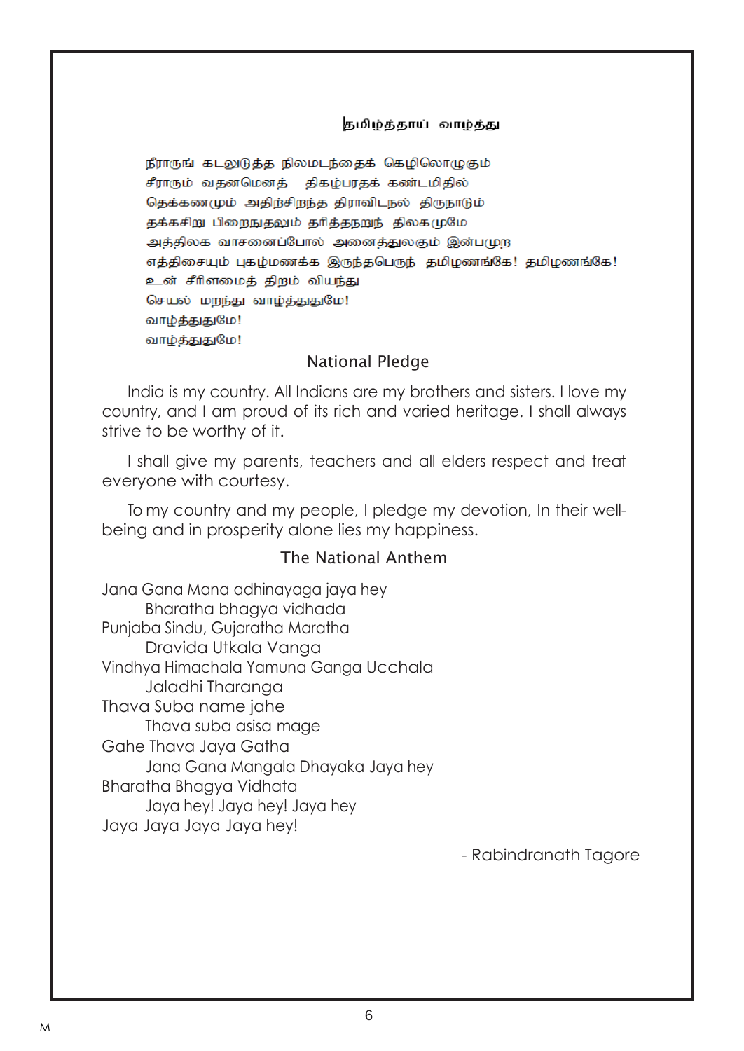## தமிழ்த்தாய் வாழ்த்து

நீராருங் கடலுடுத்த நிலமடந்தைக் கெழிலொழுகும்
சீராரும் வதனமெனத் திகழ்பரதக் கண்டமிதில்
தெக்கணமும் அதிற்சிறந்த திராவிடநல் திருநாடும்
தக்கசிறு பிறைநுதலும் தரித்தநறுந் திலகமுமே
அத்திலக வாசனைப்போல் அனைத்துலகும் இன்பமுற
எத்திசையும் புகழ்மணக்க இருந்தபெருந் தமிழணங்கே! தமிழணங்கே!
உன் சீரிளமைத் திறம் வியந்து
செயல் மறந்து வாழ்த்துதுமே!
வாழ்த்துதுமே!
வாழ்த்துதுமே!

## National Pledge

India is my country. All Indians are my brothers and sisters. I love my country, and I am proud of its rich and varied heritage. I shall always strive to be worthy of it.

I shall give my parents, teachers and all elders respect and treat everyone with courtesy.

To my country and my people, I pledge my devotion, In their well-being and in prosperity alone lies my happiness.

## The National Anthem

Jana Gana Mana adhinayaga jaya hey
Bharatha bhagya vidhada
Punjaba Sindu, Gujaratha Maratha
Dravida Utkala Vanga
Vindhya Himachala Yamuna Ganga Ucchala
Jaladhi Tharanga
Thava Suba name jahe
Thava suba asisa mage
Gahe Thava Jaya Gatha
Jana Gana Mangala Dhayaka Jaya hey
Bharatha Bhagya Vidhata
Jaya hey! Jaya hey! Jaya hey
Jaya Jaya Jaya Jaya hey!

- Rabindranath Tagore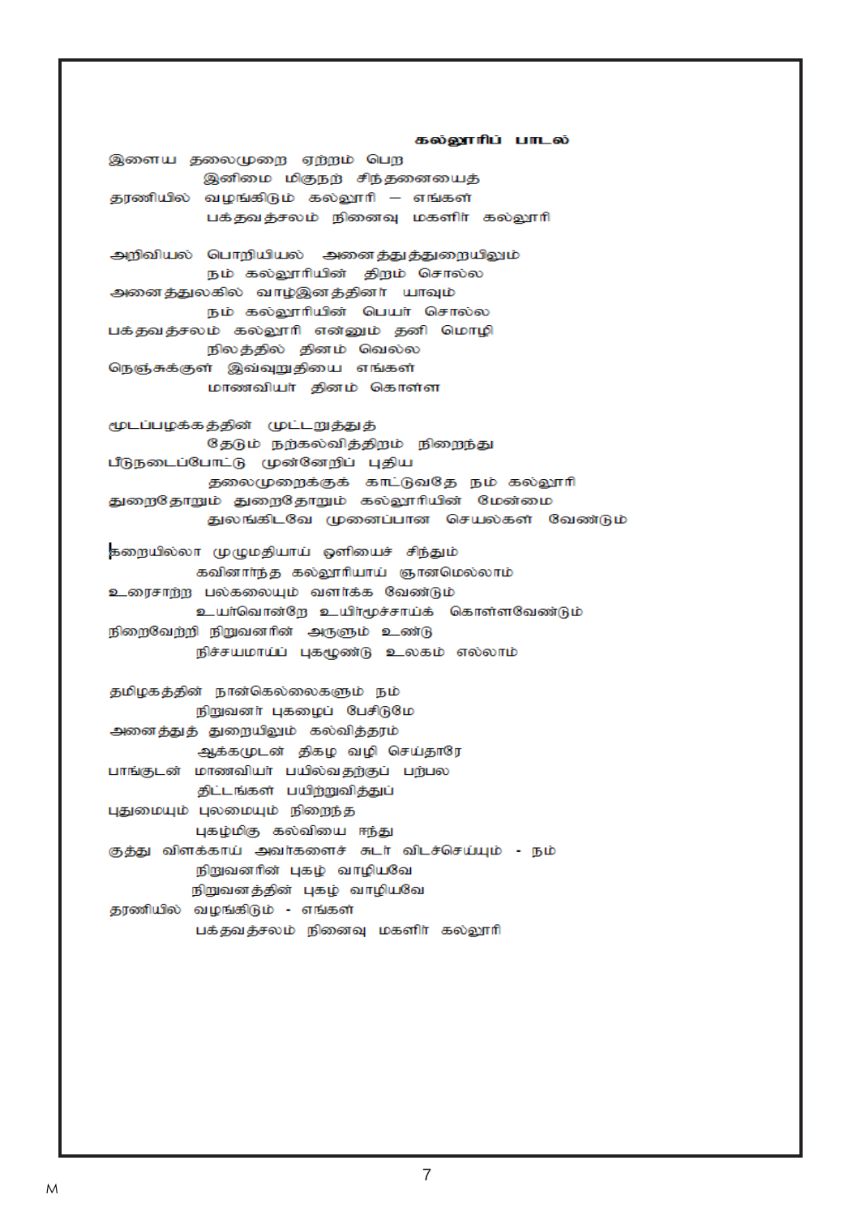## கல்லூரிப் பாடல்

இளைய தலைமுறை ஏற்றம் பெற
இனிமை மிகுநற் சிந்தனையைத்
தரணியில் வழங்கிடும் கல்லூரி – எங்கள்
பக்தவத்சலம் நினைவு மகளிர் கல்லூரி

அறிவியல் பொறியியல் அனைத்துத்துறையிலும்
நம் கல்லூரியின் திறம் சொல்ல
அனைத்துலகில் வாழ்இனத்தினர் யாவும்
நம் கல்லூரியின் பெயர் சொல்ல
பக்தவத்சலம் கல்லூரி என்னும் தனி மொழி
நிலத்தில் தினம் வெல்ல
நெஞ்சுக்குள் இவ்வுறுதியை எங்கள்
மாணவியர் தினம் கொள்ள

மூடப்பழக்கத்தின் முட்டறுத்துத்
தேடும் நற்கல்வித்திறம் நிறைந்து
பீடுநடைப்போட்டு முன்னேறிப் புதிய
தலைமுறைக்குக் காட்டுவதே நம் கல்லூரி
துறைதோறும் துறைதோறும் கல்லூரியின் மேன்மை
துலங்கிடவே முனைப்பான செயல்கள் வேண்டும்

கறையில்லா முழுமதியாய் ஒளியைச் சிந்தும்
கவினார்ந்த கல்லூரியாய் ஞானமெல்லாம்
உரைசாற்ற பல்கலையும் வளர்க்க வேண்டும்
உயர்வொன்றே உயிர்மூச்சாய்க் கொள்ளவேண்டும்
நிறைவேற்றி நிறுவனரின் அருளும் உண்டு
நிச்சயமாய்ப் புகழுண்டு உலகம் எல்லாம்

தமிழகத்தின் நான்கெல்லைகளும் நம்
நிறுவனர் புகழைப் பேசிடுமே
அனைத்துத் துறையிலும் கல்வித்தரம்
ஆக்கமுடன் திகழ வழி செய்தாரே
பாங்குடன் மாணவியர் பயில்வதற்குப் பற்பல
திட்டங்கள் பயிற்றுவித்துப்
புதுமையும் புலமையும் நிறைந்த
புகழ்மிகு கல்வியை ஈந்து
குத்து விளக்காய் அவர்களைச் சுடர் விடச்செய்யும் - நம்
நிறுவனரின் புகழ் வாழியவே
நிறுவனத்தின் புகழ் வாழியவே
தரணியில் வழங்கிடும் - எங்கள்
பக்தவத்சலம் நினைவு மகளிர் கல்லூரி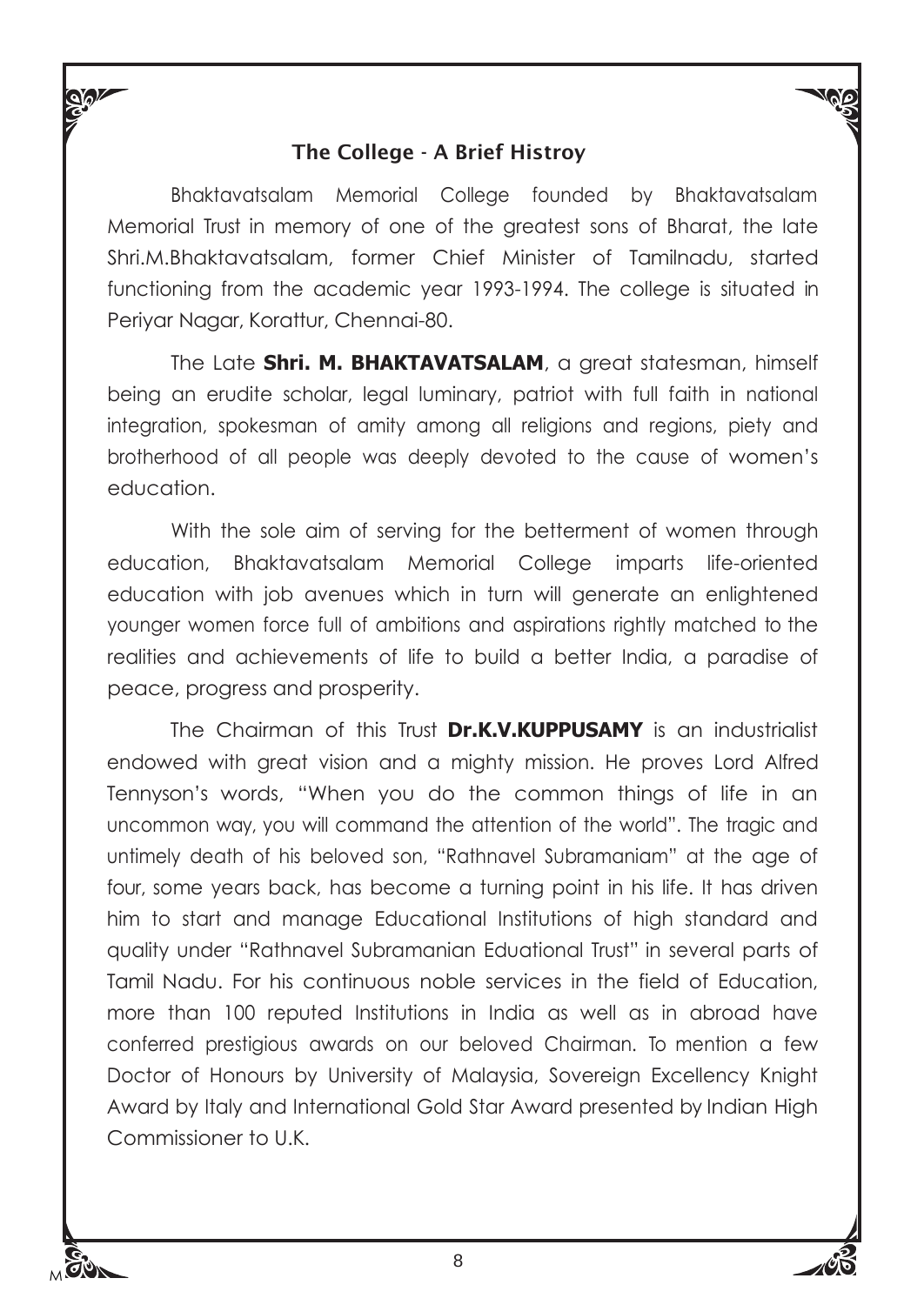## The College - A Brief Histroy

Bhaktavatsalam Memorial College founded by Bhaktavatsalam Memorial Trust in memory of one of the greatest sons of Bharat, the late Shri.M.Bhaktavatsalam, former Chief Minister of Tamilnadu, started functioning from the academic year 1993-1994. The college is situated in Periyar Nagar, Korattur, Chennai-80.

The Late **Shri. M. BHAKTAVATSALAM**, a great statesman, himself being an erudite scholar, legal luminary, patriot with full faith in national integration, spokesman of amity among all religions and regions, piety and brotherhood of all people was deeply devoted to the cause of women's education.

With the sole aim of serving for the betterment of women through education, Bhaktavatsalam Memorial College imparts life-oriented education with job avenues which in turn will generate an enlightened younger women force full of ambitions and aspirations rightly matched to the realities and achievements of life to build a better India, a paradise of peace, progress and prosperity.

The Chairman of this Trust **Dr.K.V.KUPPUSAMY** is an industrialist endowed with great vision and a mighty mission. He proves Lord Alfred Tennyson's words, "When you do the common things of life in an uncommon way, you will command the attention of the world". The tragic and untimely death of his beloved son, "Rathnavel Subramaniam" at the age of four, some years back, has become a turning point in his life. It has driven him to start and manage Educational Institutions of high standard and quality under "Rathnavel Subramanian Eduational Trust" in several parts of Tamil Nadu. For his continuous noble services in the field of Education, more than 100 reputed Institutions in India as well as in abroad have conferred prestigious awards on our beloved Chairman. To mention a few Doctor of Honours by University of Malaysia, Sovereign Excellency Knight Award by Italy and International Gold Star Award presented by Indian High Commissioner to U.K.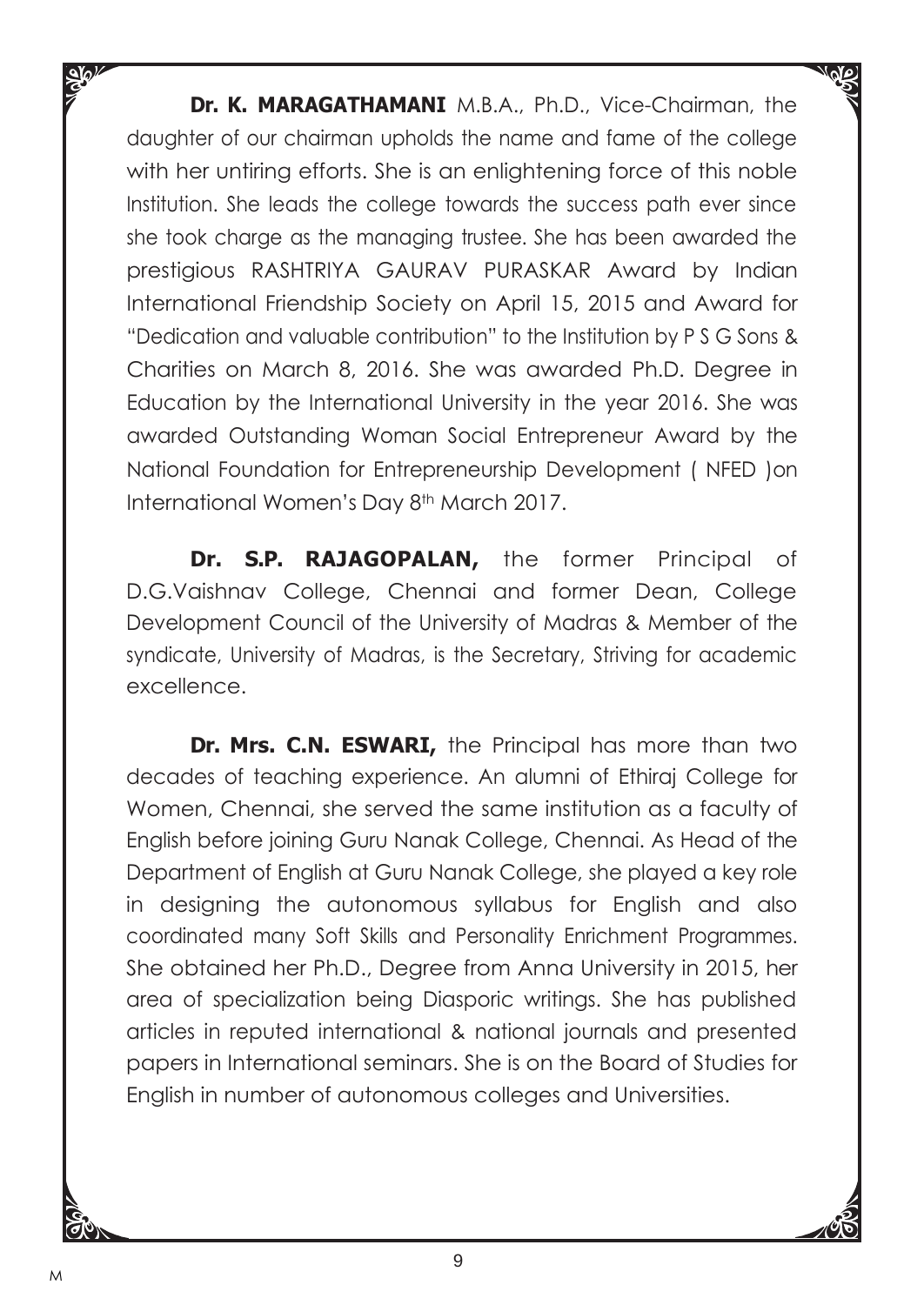**Dr. K. MARAGATHAMANI** M.B.A., Ph.D., Vice-Chairman, the daughter of our chairman upholds the name and fame of the college with her untiring efforts. She is an enlightening force of this noble Institution. She leads the college towards the success path ever since she took charge as the managing trustee. She has been awarded the prestigious RASHTRIYA GAURAV PURASKAR Award by Indian International Friendship Society on April 15, 2015 and Award for "Dedication and valuable contribution" to the Institution by P S G Sons & Charities on March 8, 2016. She was awarded Ph.D. Degree in Education by the International University in the year 2016. She was awarded Outstanding Woman Social Entrepreneur Award by the National Foundation for Entrepreneurship Development ( NFED )on International Women's Day 8th March 2017.

**Dr. S.P. RAJAGOPALAN,** the former Principal of D.G.Vaishnav College, Chennai and former Dean, College Development Council of the University of Madras & Member of the syndicate, University of Madras, is the Secretary, Striving for academic excellence.

**Dr. Mrs. C.N. ESWARI,** the Principal has more than two decades of teaching experience. An alumni of Ethiraj College for Women, Chennai, she served the same institution as a faculty of English before joining Guru Nanak College, Chennai. As Head of the Department of English at Guru Nanak College, she played a key role in designing the autonomous syllabus for English and also coordinated many Soft Skills and Personality Enrichment Programmes. She obtained her Ph.D., Degree from Anna University in 2015, her area of specialization being Diasporic writings. She has published articles in reputed international & national journals and presented papers in International seminars. She is on the Board of Studies for English in number of autonomous colleges and Universities.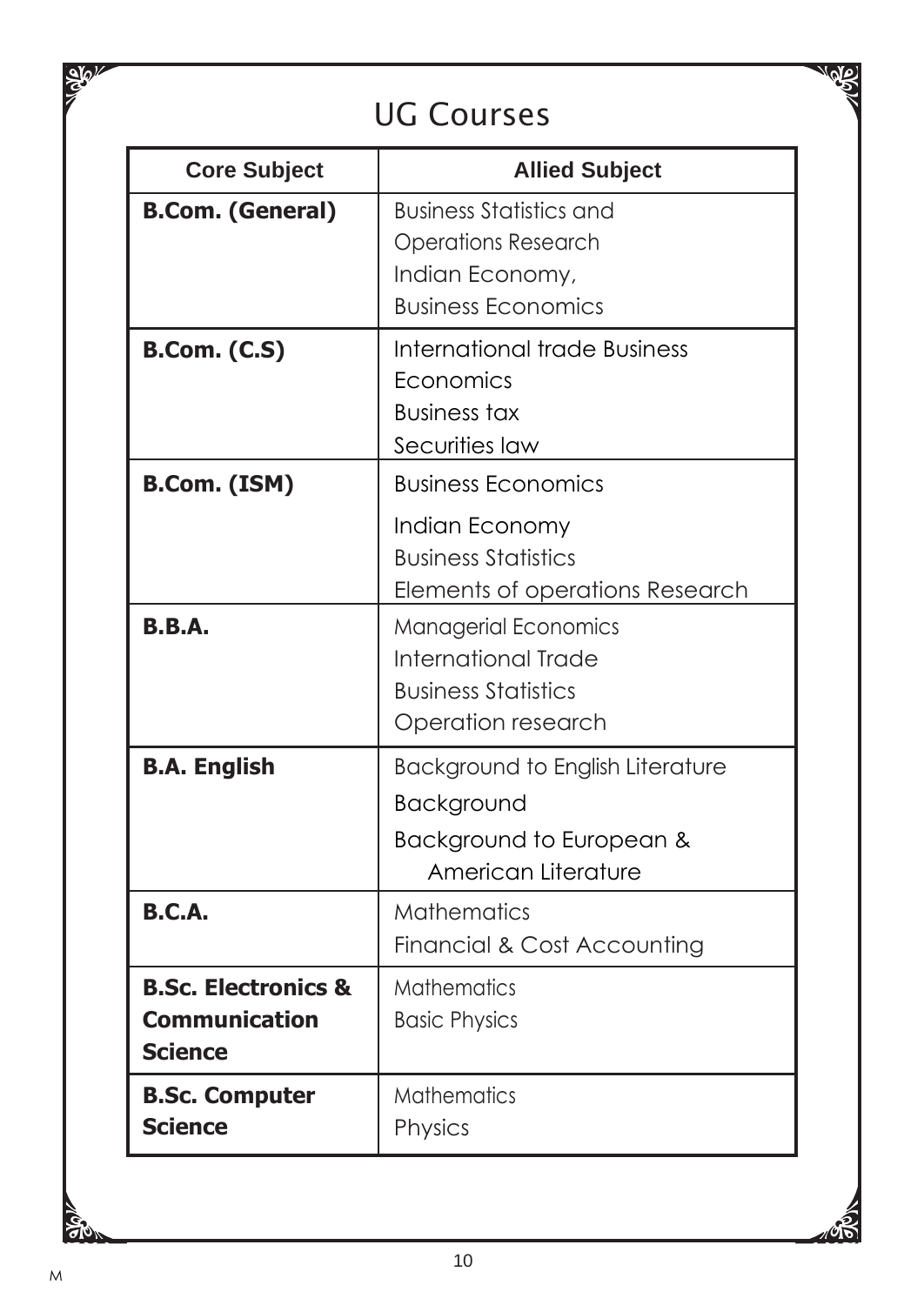# UG Courses

| Core Subject | Allied Subject |
|---|---|
| **B.Com. (General)** | Business Statistics and Operations Research<br>Indian Economy,<br>Business Economics |
| **B.Com. (C.S)** | International trade Business Economics<br>Business tax<br>Securities law |
| **B.Com. (ISM)** | Business Economics<br>Indian Economy<br>Business Statistics<br>Elements of operations Research |
| **B.B.A.** | Managerial Economics<br>International Trade<br>Business Statistics<br>Operation research |
| **B.A. English** | Background to English Literature<br>Background<br>Background to European & American Literature |
| **B.C.A.** | Mathematics<br>Financial & Cost Accounting |
| **B.Sc. Electronics & Communication Science** | Mathematics<br>Basic Physics |
| **B.Sc. Computer Science** | Mathematics<br>Physics |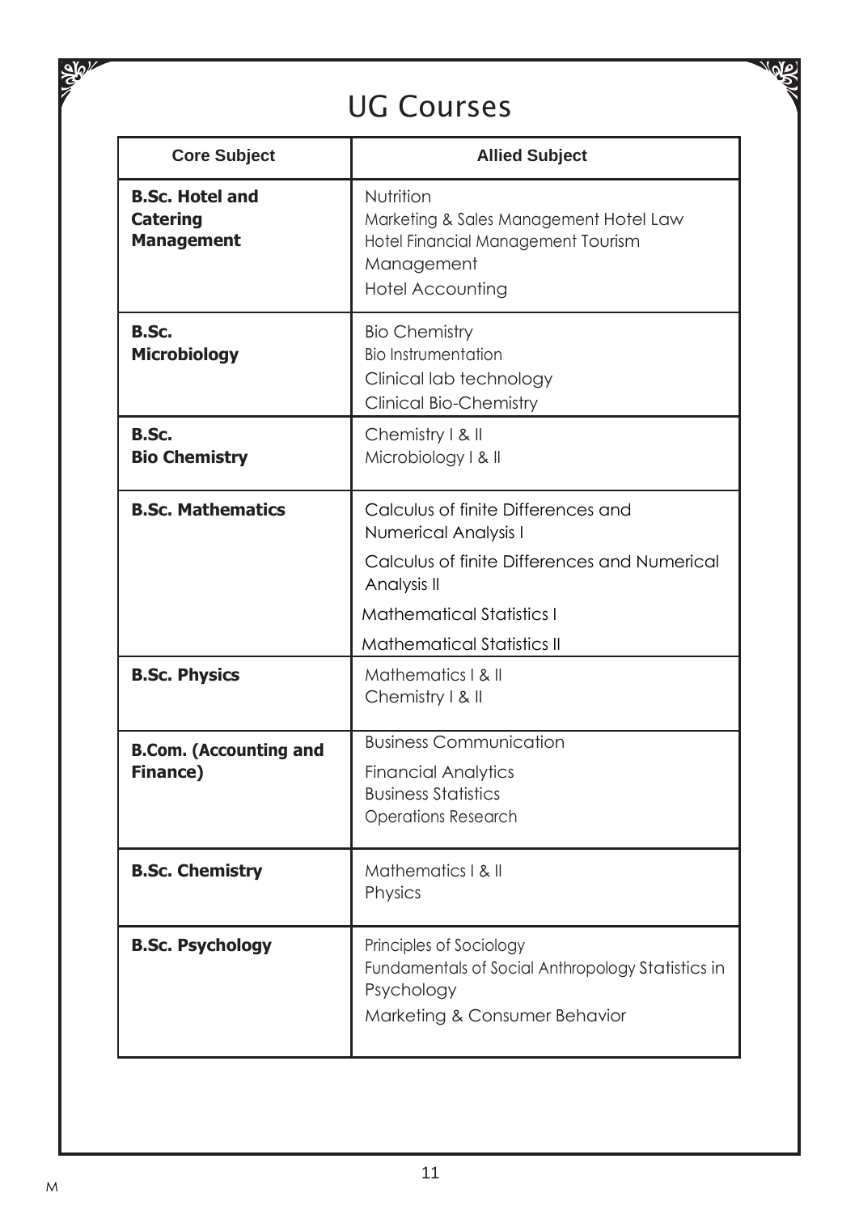# UG Courses

| Core Subject | Allied Subject |
|---|---|
| **B.Sc. Hotel and Catering Management** | Nutrition<br>Marketing & Sales Management Hotel Law<br>Hotel Financial Management Tourism Management<br>Hotel Accounting |
| **B.Sc. Microbiology** | Bio Chemistry<br>Bio Instrumentation<br>Clinical lab technology<br>Clinical Bio-Chemistry |
| **B.Sc. Bio Chemistry** | Chemistry I & II<br>Microbiology I & II |
| **B.Sc. Mathematics** | Calculus of finite Differences and Numerical Analysis I<br>Calculus of finite Differences and Numerical Analysis II<br>Mathematical Statistics I<br>Mathematical Statistics II |
| **B.Sc. Physics** | Mathematics I & II<br>Chemistry I & II |
| **B.Com. (Accounting and Finance)** | Business Communication<br>Financial Analytics<br>Business Statistics<br>Operations Research |
| **B.Sc. Chemistry** | Mathematics I & II<br>Physics |
| **B.Sc. Psychology** | Principles of Sociology<br>Fundamentals of Social Anthropology Statistics in Psychology<br>Marketing & Consumer Behavior |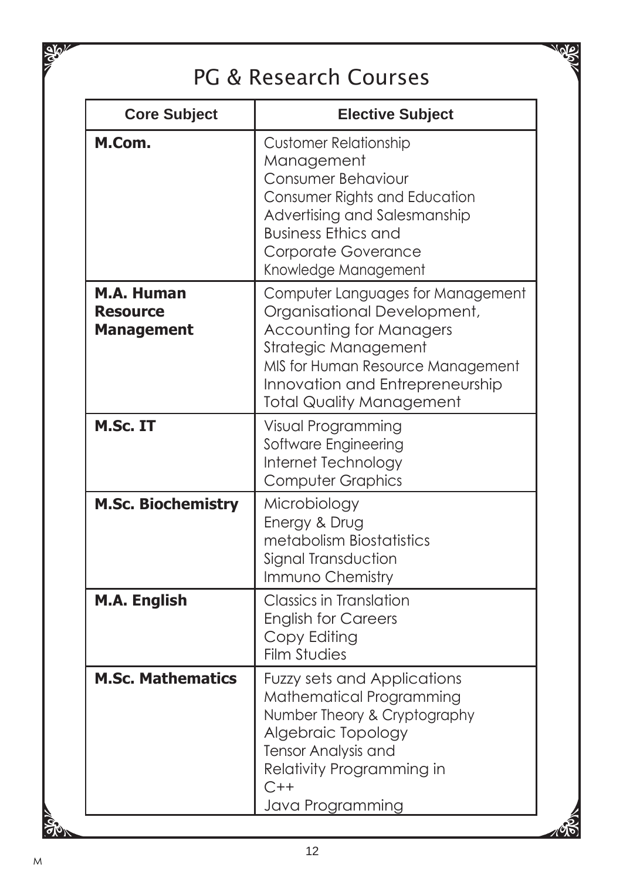# PG & Research Courses

| Core Subject | Elective Subject |
|---|---|
| **M.Com.** | Customer Relationship Management<br>Consumer Behaviour<br>Consumer Rights and Education<br>Advertising and Salesmanship<br>Business Ethics and Corporate Goverance<br>Knowledge Management |
| **M.A. Human Resource Management** | Computer Languages for Management<br>Organisational Development,<br>Accounting for Managers<br>Strategic Management<br>MIS for Human Resource Management<br>Innovation and Entrepreneurship<br>Total Quality Management |
| **M.Sc. IT** | Visual Programming<br>Software Engineering<br>Internet Technology<br>Computer Graphics |
| **M.Sc. Biochemistry** | Microbiology<br>Energy & Drug<br>metabolism Biostatistics<br>Signal Transduction<br>Immuno Chemistry |
| **M.A. English** | Classics in Translation<br>English for Careers<br>Copy Editing<br>Film Studies |
| **M.Sc. Mathematics** | Fuzzy sets and Applications<br>Mathematical Programming<br>Number Theory & Cryptography<br>Algebraic Topology<br>Tensor Analysis and<br>Relativity Programming in<br>C++<br>Java Programming |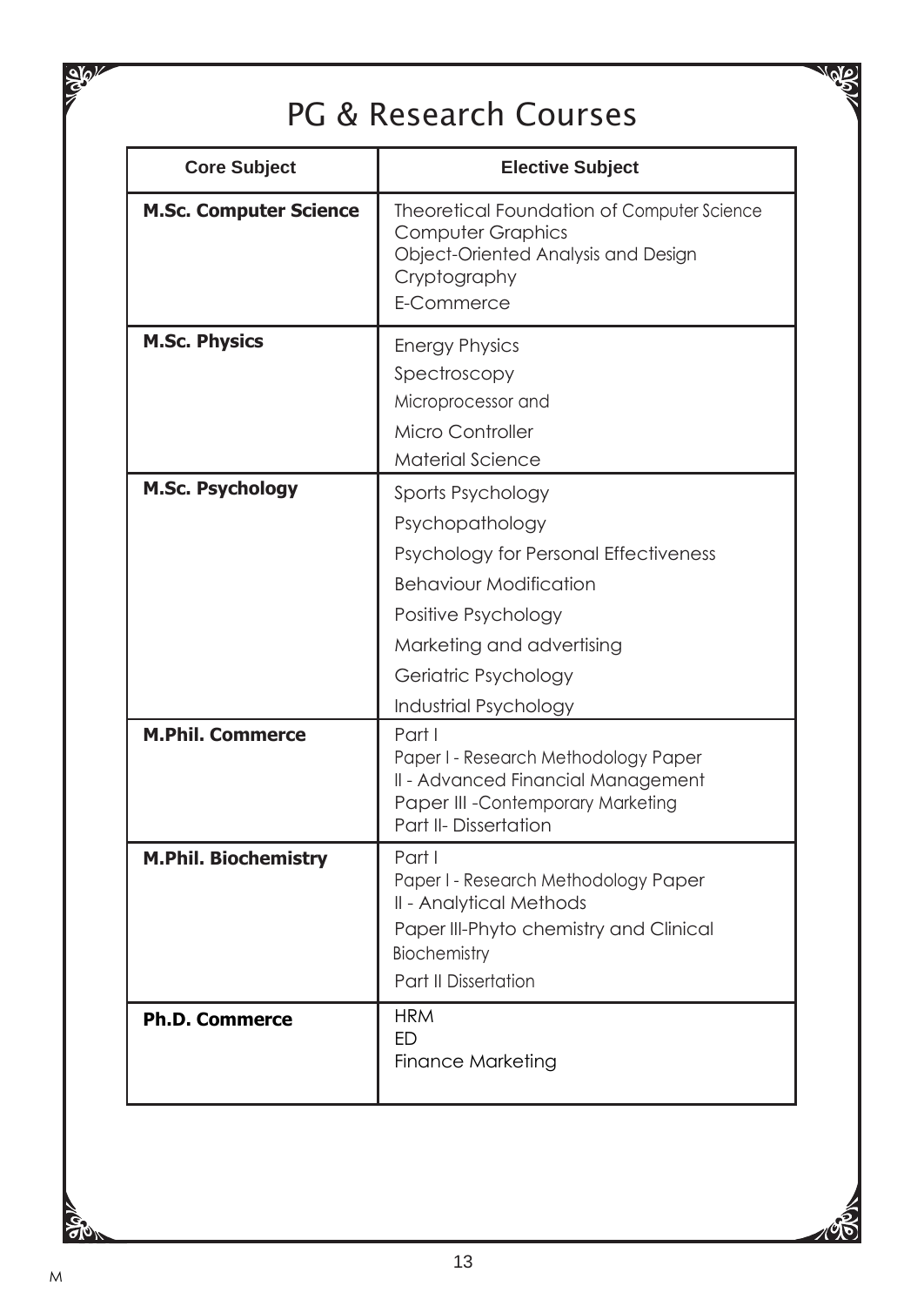# PG & Research Courses

| Core Subject | Elective Subject |
|---|---|
| **M.Sc. Computer Science** | Theoretical Foundation of Computer Science<br>Computer Graphics<br>Object-Oriented Analysis and Design<br>Cryptography<br>E-Commerce |
| **M.Sc. Physics** | Energy Physics<br>Spectroscopy<br>Microprocessor and<br>Micro Controller<br>Material Science |
| **M.Sc. Psychology** | Sports Psychology<br>Psychopathology<br>Psychology for Personal Effectiveness<br>Behaviour Modification<br>Positive Psychology<br>Marketing and advertising<br>Geriatric Psychology<br>Industrial Psychology |
| **M.Phil. Commerce** | Part I<br>Paper I - Research Methodology Paper<br>II - Advanced Financial Management<br>Paper III -Contemporary Marketing<br>Part II- Dissertation |
| **M.Phil. Biochemistry** | Part I<br>Paper I - Research Methodology Paper<br>II - Analytical Methods<br>Paper III-Phyto chemistry and Clinical<br>Biochemistry<br>Part II Dissertation |
| **Ph.D. Commerce** | HRM<br>ED<br>Finance Marketing |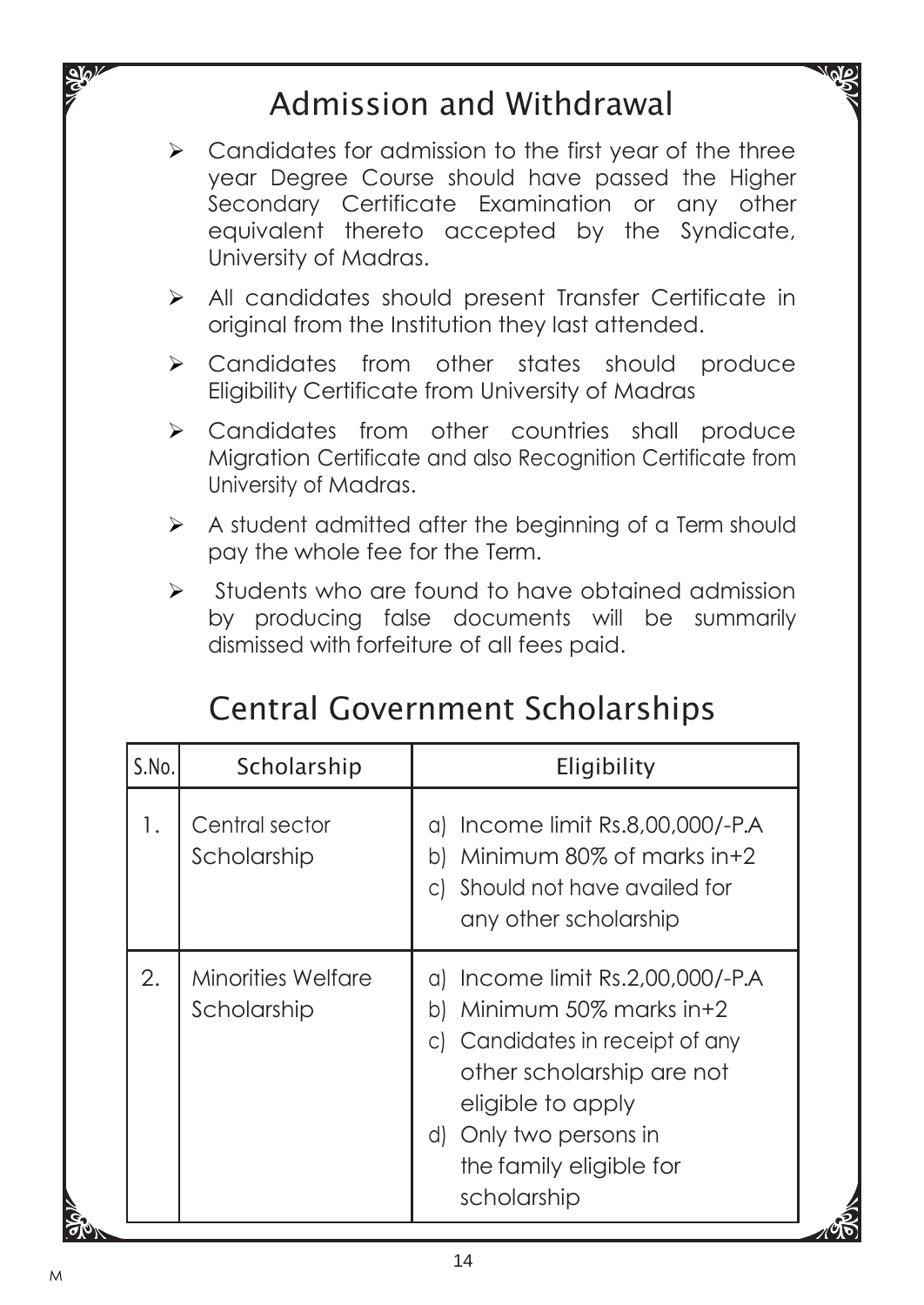## Admission and Withdrawal

- Candidates for admission to the first year of the three year Degree Course should have passed the Higher Secondary Certificate Examination or any other equivalent thereto accepted by the Syndicate, University of Madras.
- All candidates should present Transfer Certificate in original from the Institution they last attended.
- Candidates from other states should produce Eligibility Certificate from University of Madras
- Candidates from other countries shall produce Migration Certificate and also Recognition Certificate from University of Madras.
- A student admitted after the beginning of a Term should pay the whole fee for the Term.
- Students who are found to have obtained admission by producing false documents will be summarily dismissed with forfeiture of all fees paid.

## Central Government Scholarships

| S.No. | Scholarship | Eligibility |
| --- | --- | --- |
| 1. | Central sector Scholarship | a) Income limit Rs.8,00,000/-P.A<br>b) Minimum 80% of marks in+2<br>c) Should not have availed for any other scholarship |
| 2. | Minorities Welfare Scholarship | a) Income limit Rs.2,00,000/-P.A<br>b) Minimum 50% marks in+2<br>c) Candidates in receipt of any other scholarship are not eligible to apply<br>d) Only two persons in the family eligible for scholarship |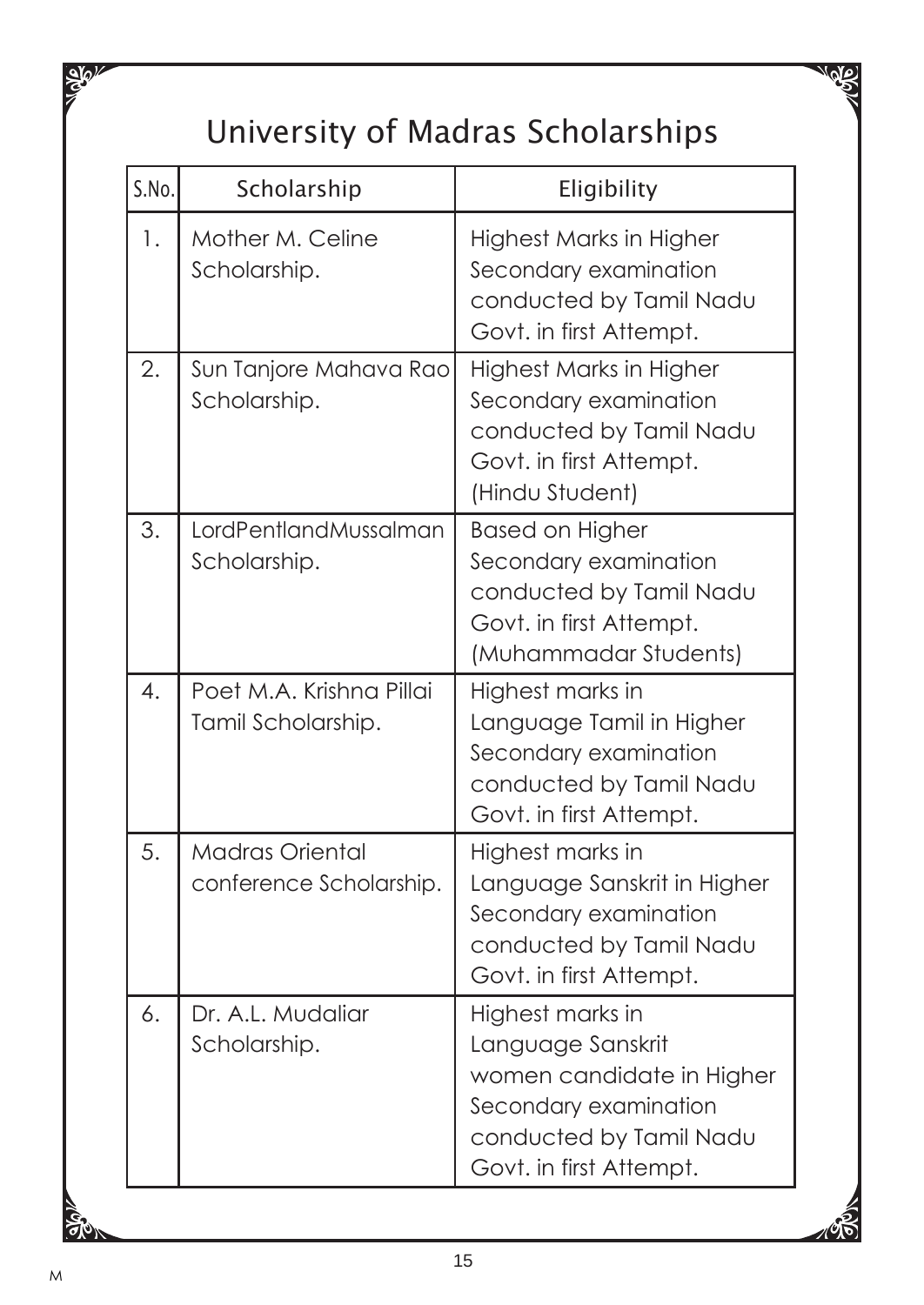# University of Madras Scholarships

| S.No. | Scholarship | Eligibility |
|---|---|---|
| 1. | Mother M. Celine Scholarship. | Highest Marks in Higher Secondary examination conducted by Tamil Nadu Govt. in first Attempt. |
| 2. | Sun Tanjore Mahava Rao Scholarship. | Highest Marks in Higher Secondary examination conducted by Tamil Nadu Govt. in first Attempt. (Hindu Student) |
| 3. | LordPentlandMussalman Scholarship. | Based on Higher Secondary examination conducted by Tamil Nadu Govt. in first Attempt. (Muhammadar Students) |
| 4. | Poet M.A. Krishna Pillai Tamil Scholarship. | Highest marks in Language Tamil in Higher Secondary examination conducted by Tamil Nadu Govt. in first Attempt. |
| 5. | Madras Oriental conference Scholarship. | Highest marks in Language Sanskrit in Higher Secondary examination conducted by Tamil Nadu Govt. in first Attempt. |
| 6. | Dr. A.L. Mudaliar Scholarship. | Highest marks in Language Sanskrit women candidate in Higher Secondary examination conducted by Tamil Nadu Govt. in first Attempt. |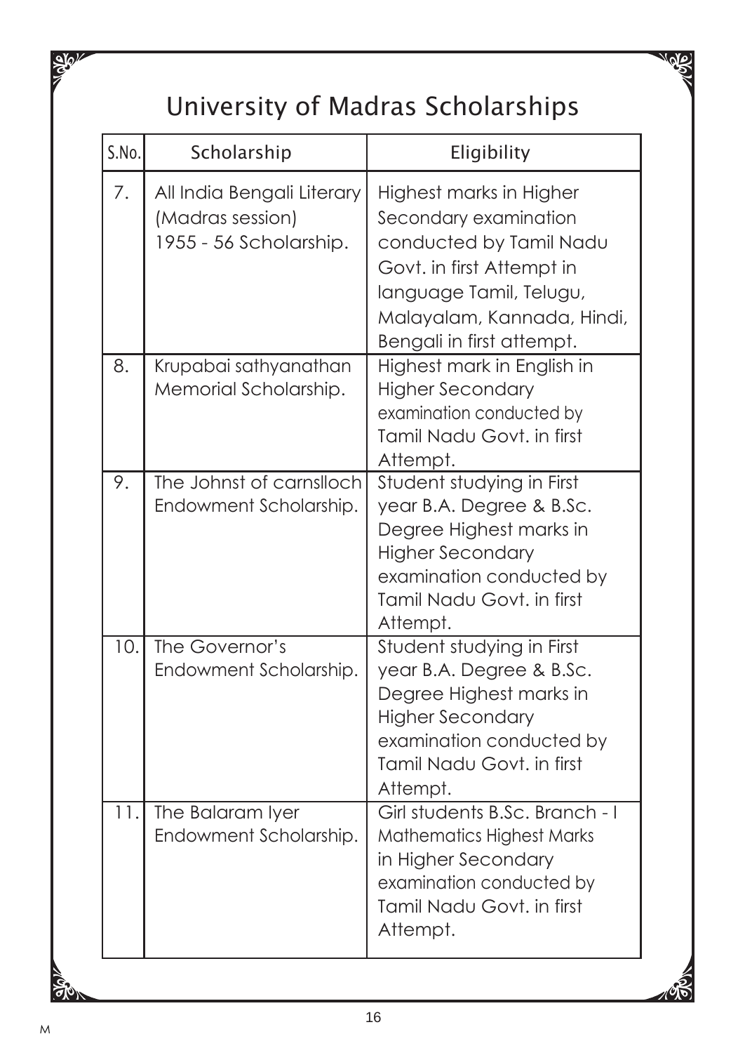# University of Madras Scholarships

| S.No. | Scholarship | Eligibility |
|---|---|---|
| 7. | All India Bengali Literary (Madras session) 1955 - 56 Scholarship. | Highest marks in Higher Secondary examination conducted by Tamil Nadu Govt. in first Attempt in language Tamil, Telugu, Malayalam, Kannada, Hindi, Bengali in first attempt. |
| 8. | Krupabai sathyanathan Memorial Scholarship. | Highest mark in English in Higher Secondary examination conducted by Tamil Nadu Govt. in first Attempt. |
| 9. | The Johnst of carnslloch Endowment Scholarship. | Student studying in First year B.A. Degree & B.Sc. Degree Highest marks in Higher Secondary examination conducted by Tamil Nadu Govt. in first Attempt. |
| 10. | The Governor's Endowment Scholarship. | Student studying in First year B.A. Degree & B.Sc. Degree Highest marks in Higher Secondary examination conducted by Tamil Nadu Govt. in first Attempt. |
| 11. | The Balaram Iyer Endowment Scholarship. | Girl students B.Sc. Branch - I Mathematics Highest Marks in Higher Secondary examination conducted by Tamil Nadu Govt. in first Attempt. |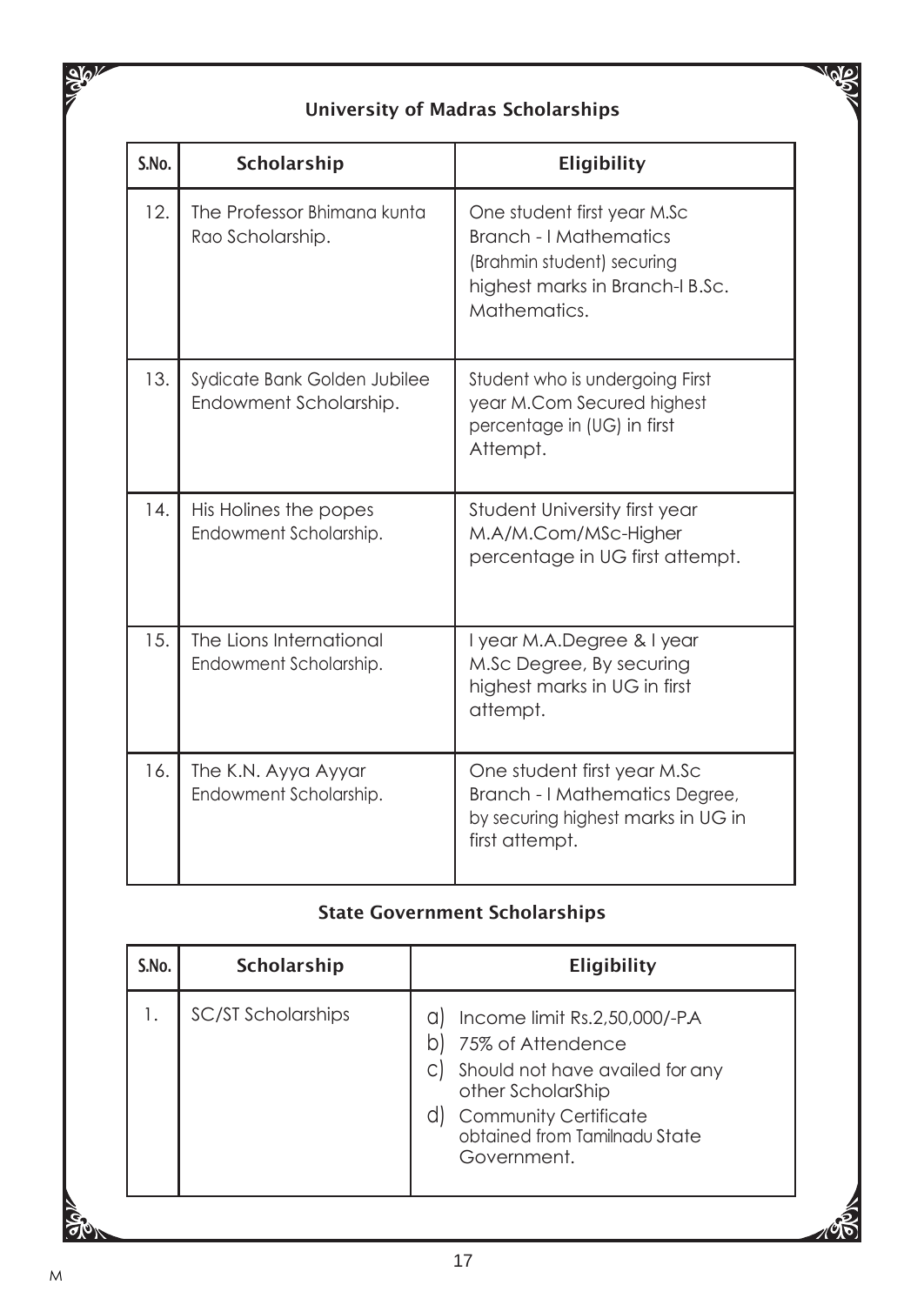## University of Madras Scholarships

| S.No. | Scholarship | Eligibility |
|---|---|---|
| 12. | The Professor Bhimana kunta Rao Scholarship. | One student first year M.Sc Branch - I Mathematics (Brahmin student) securing highest marks in Branch-I B.Sc. Mathematics. |
| 13. | Sydicate Bank Golden Jubilee Endowment Scholarship. | Student who is undergoing First year M.Com Secured highest percentage in (UG) in first Attempt. |
| 14. | His Holines the popes Endowment Scholarship. | Student University first year M.A/M.Com/MSc-Higher percentage in UG first attempt. |
| 15. | The Lions International Endowment Scholarship. | I year M.A.Degree & I year M.Sc Degree, By securing highest marks in UG in first attempt. |
| 16. | The K.N. Ayya Ayyar Endowment Scholarship. | One student first year M.Sc Branch - I Mathematics Degree, by securing highest marks in UG in first attempt. |

## State Government Scholarships

| S.No. | Scholarship | Eligibility |
|---|---|---|
| 1. | SC/ST Scholarships | a) Income limit Rs.2,50,000/-P.A<br>b) 75% of Attendence<br>c) Should not have availed for any other ScholarShip<br>d) Community Certificate obtained from Tamilnadu State Government. |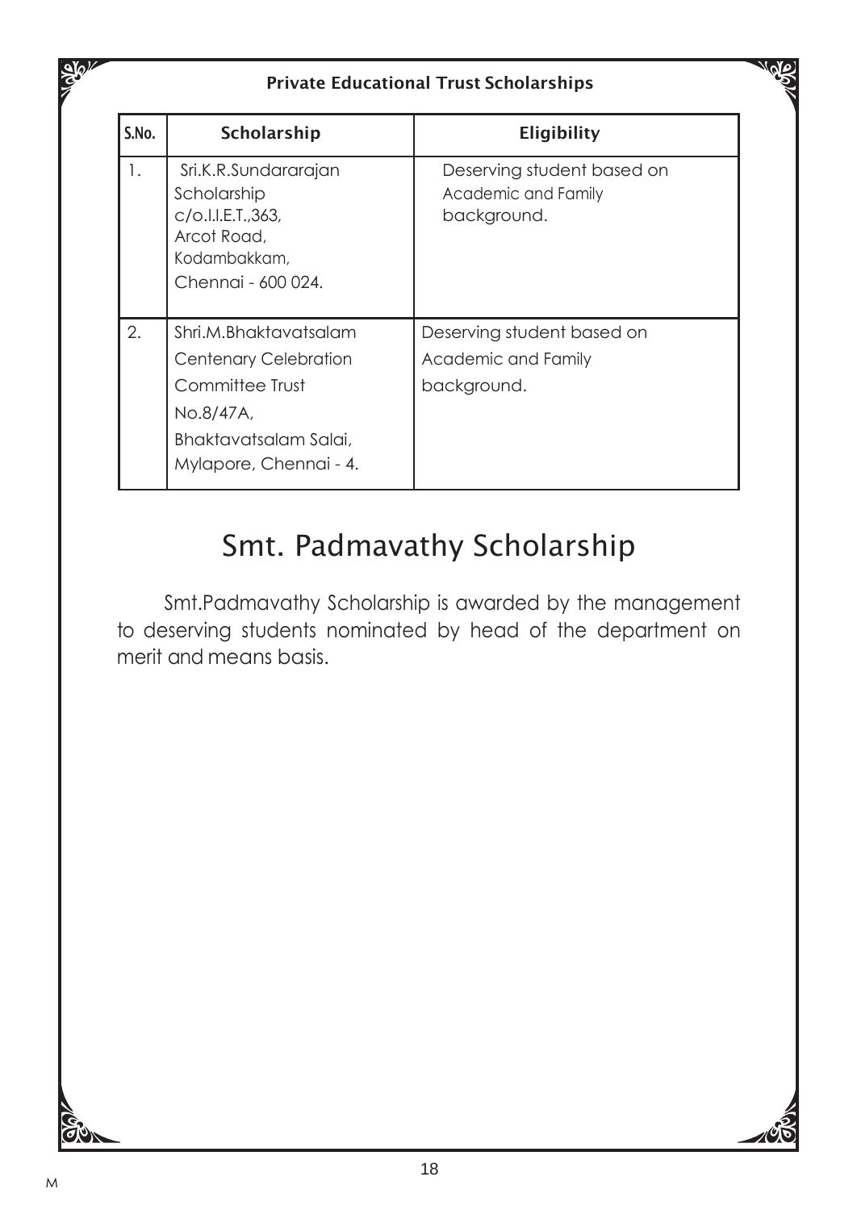## Private Educational Trust Scholarships

| S.No. | Scholarship | Eligibility |
|---|---|---|
| 1. | Sri.K.R.Sundararajan Scholarship c/o.I.I.E.T.,363, Arcot Road, Kodambakkam, Chennai - 600 024. | Deserving student based on Academic and Family background. |
| 2. | Shri.M.Bhaktavatsalam Centenary Celebration Committee Trust No.8/47A, Bhaktavatsalam Salai, Mylapore, Chennai - 4. | Deserving student based on Academic and Family background. |

# Smt. Padmavathy Scholarship

Smt.Padmavathy Scholarship is awarded by the management to deserving students nominated by head of the department on merit and means basis.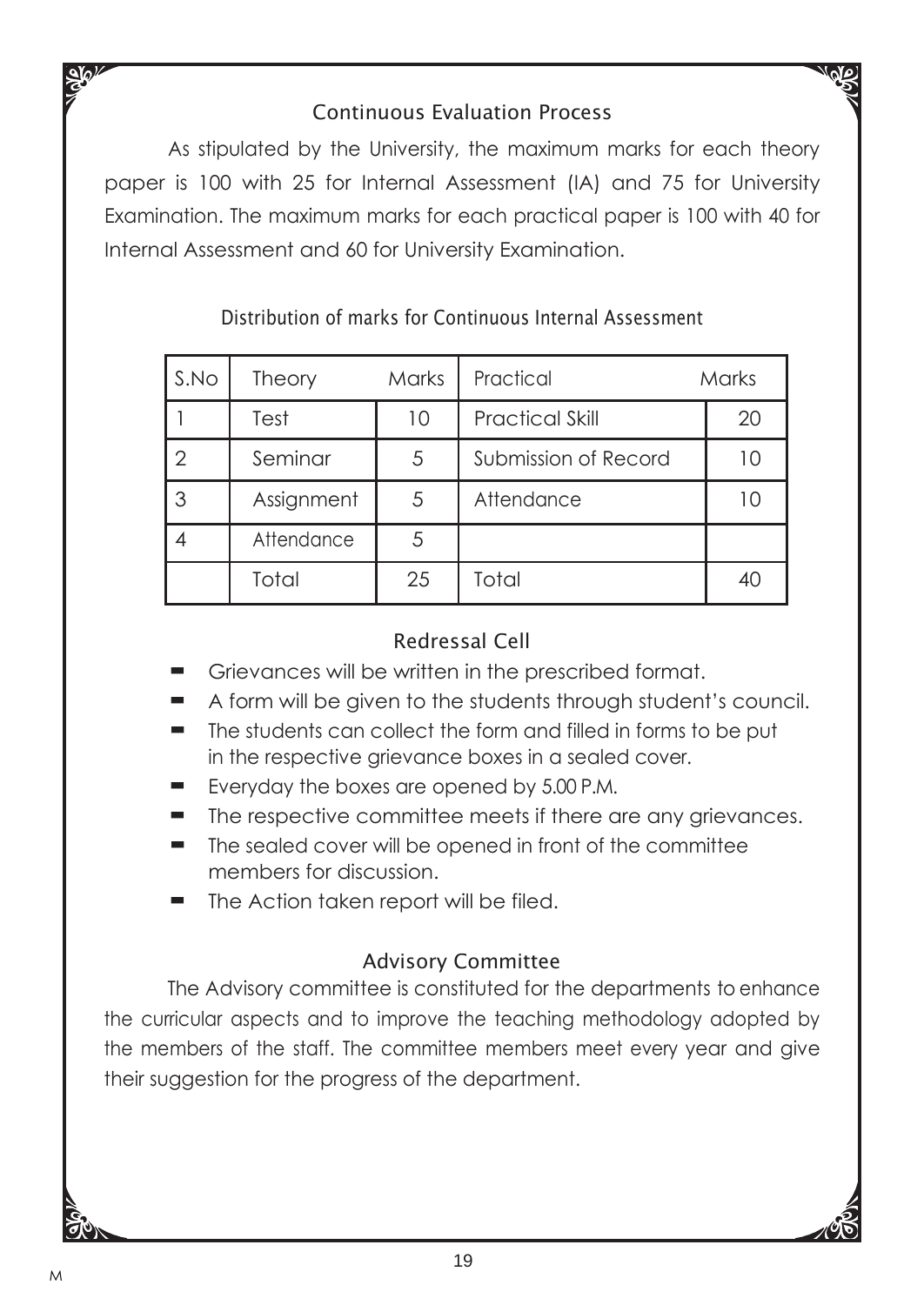## Continuous Evaluation Process

As stipulated by the University, the maximum marks for each theory paper is 100 with 25 for Internal Assessment (IA) and 75 for University Examination. The maximum marks for each practical paper is 100 with 40 for Internal Assessment and 60 for University Examination.

### Distribution of marks for Continuous Internal Assessment

| S.No | Theory | Marks | Practical | Marks |
|---|---|---|---|---|
| 1 | Test | 10 | Practical Skill | 20 |
| 2 | Seminar | 5 | Submission of Record | 10 |
| 3 | Assignment | 5 | Attendance | 10 |
| 4 | Attendance | 5 | | |
| | Total | 25 | Total | 40 |

## Redressal Cell

- Grievances will be written in the prescribed format.
- A form will be given to the students through student's council.
- The students can collect the form and filled in forms to be put in the respective grievance boxes in a sealed cover.
- Everyday the boxes are opened by 5.00 P.M.
- The respective committee meets if there are any grievances.
- The sealed cover will be opened in front of the committee members for discussion.
- The Action taken report will be filed.

## Advisory Committee

The Advisory committee is constituted for the departments to enhance the curricular aspects and to improve the teaching methodology adopted by the members of the staff. The committee members meet every year and give their suggestion for the progress of the department.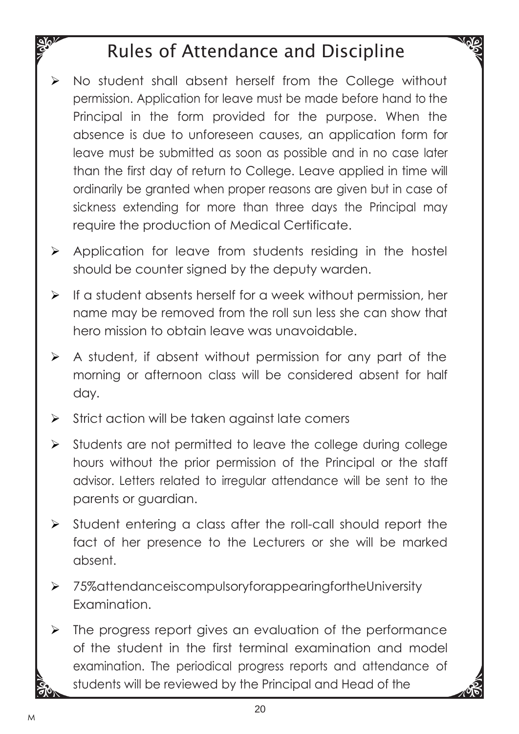# Rules of Attendance and Discipline

- No student shall absent herself from the College without permission. Application for leave must be made before hand to the Principal in the form provided for the purpose. When the absence is due to unforeseen causes, an application form for leave must be submitted as soon as possible and in no case later than the first day of return to College. Leave applied in time will ordinarily be granted when proper reasons are given but in case of sickness extending for more than three days the Principal may require the production of Medical Certificate.
- Application for leave from students residing in the hostel should be counter signed by the deputy warden.
- If a student absents herself for a week without permission, her name may be removed from the roll sun less she can show that hero mission to obtain leave was unavoidable.
- A student, if absent without permission for any part of the morning or afternoon class will be considered absent for half day.
- Strict action will be taken against late comers
- Students are not permitted to leave the college during college hours without the prior permission of the Principal or the staff advisor. Letters related to irregular attendance will be sent to the parents or guardian.
- Student entering a class after the roll-call should report the fact of her presence to the Lecturers or she will be marked absent.
- 75%attendanceiscompulsoryforappearingfortheUniversity Examination.
- The progress report gives an evaluation of the performance of the student in the first terminal examination and model examination. The periodical progress reports and attendance of students will be reviewed by the Principal and Head of the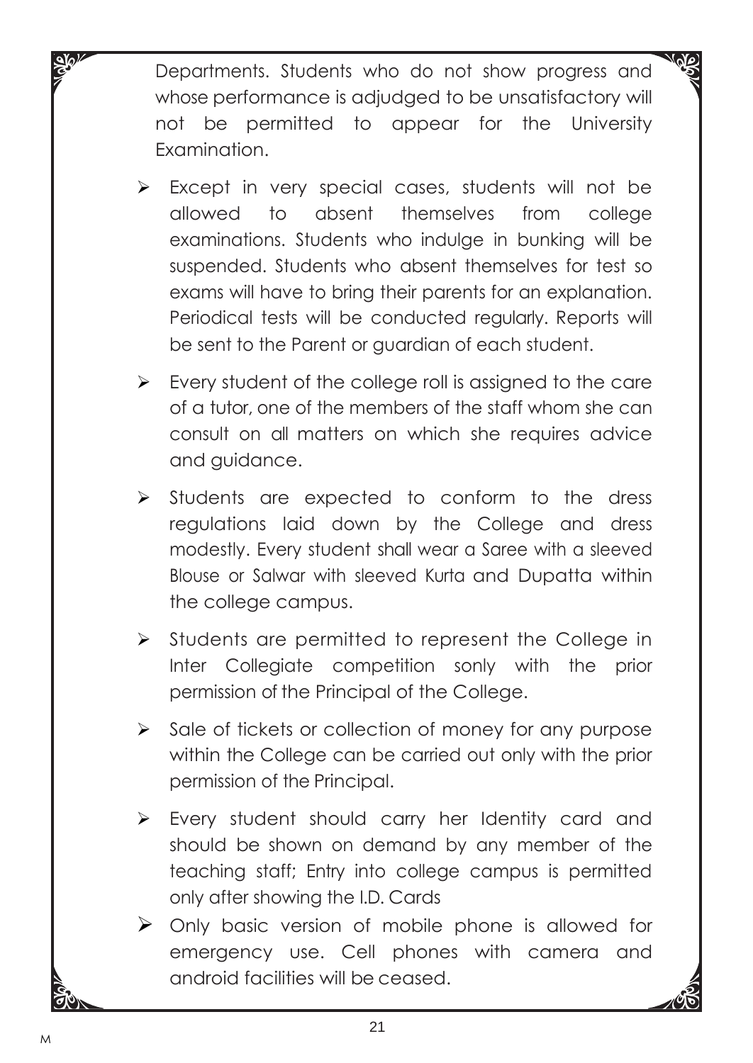Departments. Students who do not show progress and whose performance is adjudged to be unsatisfactory will not be permitted to appear for the University Examination.

- Except in very special cases, students will not be allowed to absent themselves from college examinations. Students who indulge in bunking will be suspended. Students who absent themselves for test so exams will have to bring their parents for an explanation. Periodical tests will be conducted regularly. Reports will be sent to the Parent or guardian of each student.
- Every student of the college roll is assigned to the care of a tutor, one of the members of the staff whom she can consult on all matters on which she requires advice and guidance.
- Students are expected to conform to the dress regulations laid down by the College and dress modestly. Every student shall wear a Saree with a sleeved Blouse or Salwar with sleeved Kurta and Dupatta within the college campus.
- Students are permitted to represent the College in Inter Collegiate competition sonly with the prior permission of the Principal of the College.
- Sale of tickets or collection of money for any purpose within the College can be carried out only with the prior permission of the Principal.
- Every student should carry her Identity card and should be shown on demand by any member of the teaching staff; Entry into college campus is permitted only after showing the I.D. Cards
- Only basic version of mobile phone is allowed for emergency use. Cell phones with camera and android facilities will be ceased.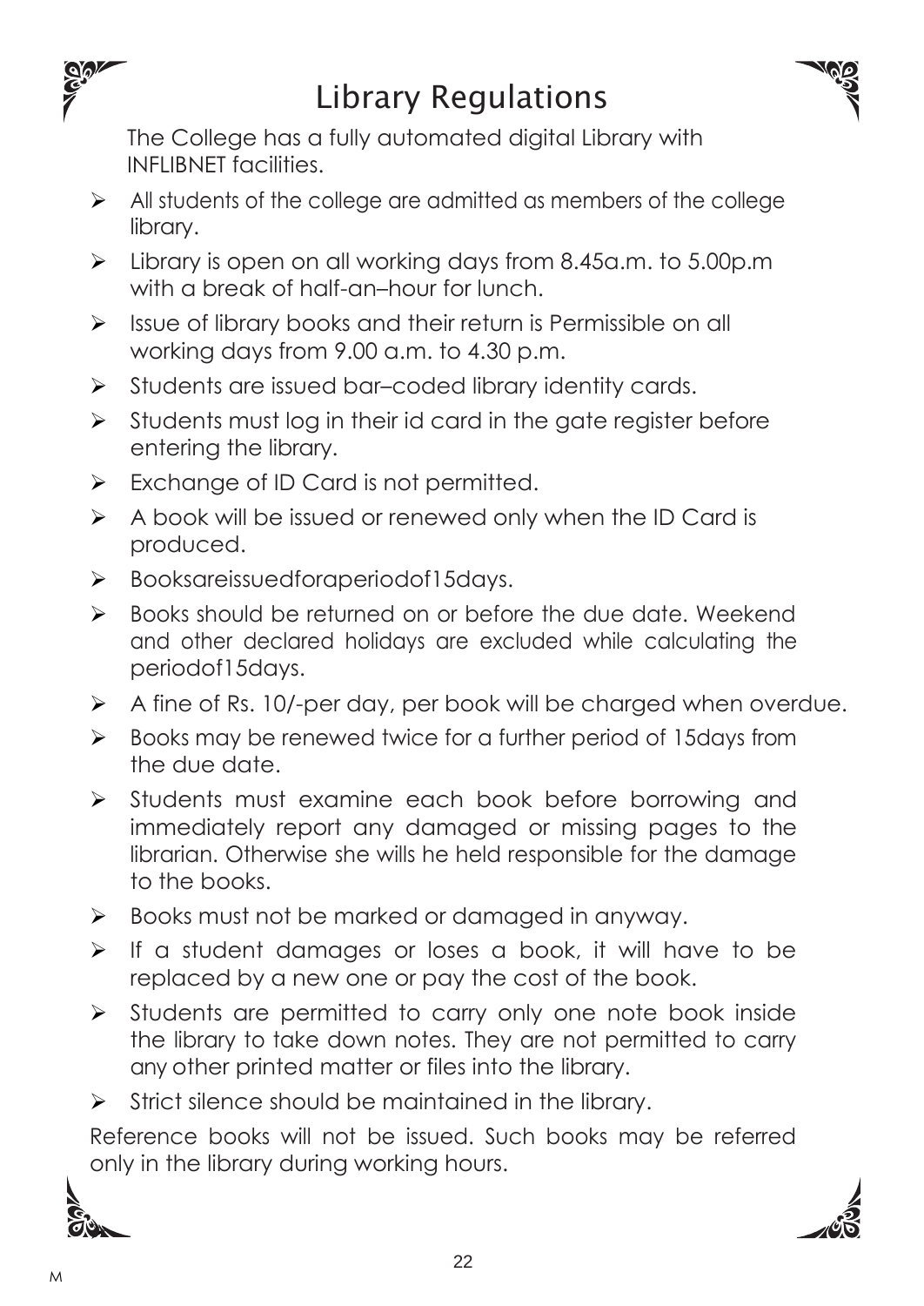# Library Regulations

The College has a fully automated digital Library with INFLIBNET facilities.

- All students of the college are admitted as members of the college library.
- Library is open on all working days from 8.45a.m. to 5.00p.m with a break of half-an–hour for lunch.
- Issue of library books and their return is Permissible on all working days from 9.00 a.m. to 4.30 p.m.
- Students are issued bar–coded library identity cards.
- Students must log in their id card in the gate register before entering the library.
- Exchange of ID Card is not permitted.
- A book will be issued or renewed only when the ID Card is produced.
- Booksareissuedforaperiodof15days.
- Books should be returned on or before the due date. Weekend and other declared holidays are excluded while calculating the periodof15days.
- A fine of Rs. 10/-per day, per book will be charged when overdue.
- Books may be renewed twice for a further period of 15days from the due date.
- Students must examine each book before borrowing and immediately report any damaged or missing pages to the librarian. Otherwise she wills he held responsible for the damage to the books.
- Books must not be marked or damaged in anyway.
- If a student damages or loses a book, it will have to be replaced by a new one or pay the cost of the book.
- Students are permitted to carry only one note book inside the library to take down notes. They are not permitted to carry any other printed matter or files into the library.
- Strict silence should be maintained in the library.

Reference books will not be issued. Such books may be referred only in the library during working hours.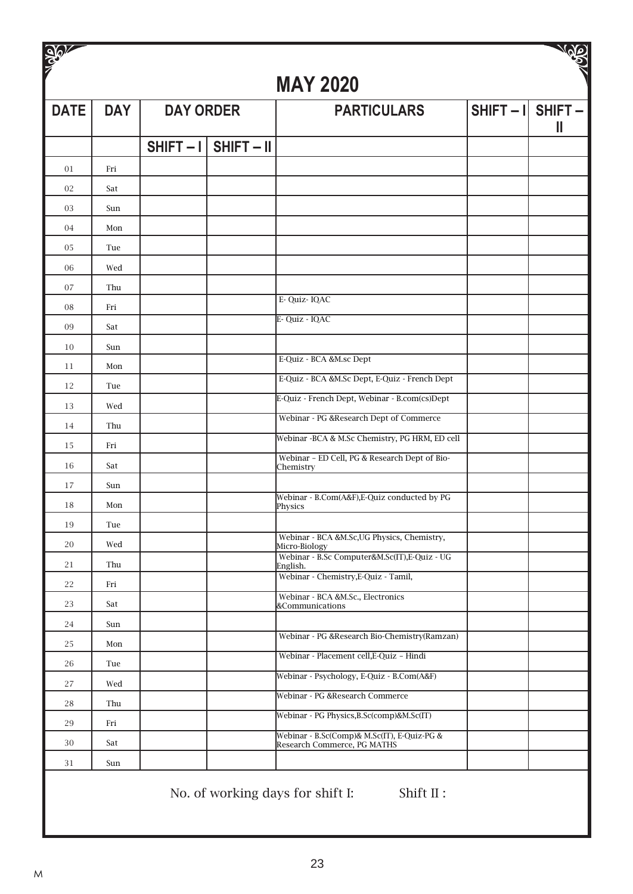# MAY 2020

| DATE | DAY | DAY ORDER | | PARTICULARS | SHIFT – I | SHIFT – II |
|---|---|---|---|---|---|---|
| | | SHIFT – I | SHIFT – II | | | |
| 01 | Fri | | | | | |
| 02 | Sat | | | | | |
| 03 | Sun | | | | | |
| 04 | Mon | | | | | |
| 05 | Tue | | | | | |
| 06 | Wed | | | | | |
| 07 | Thu | | | | | |
| 08 | Fri | | | E- Quiz- IQAC | | |
| 09 | Sat | | | E- Quiz - IQAC | | |
| 10 | Sun | | | | | |
| 11 | Mon | | | E-Quiz - BCA &M.sc Dept | | |
| 12 | Tue | | | E-Quiz - BCA &M.Sc Dept, E-Quiz - French Dept | | |
| 13 | Wed | | | E-Quiz - French Dept, Webinar - B.com(cs)Dept | | |
| 14 | Thu | | | Webinar - PG &Research Dept of Commerce | | |
| 15 | Fri | | | Webinar -BCA & M.Sc Chemistry, PG HRM, ED cell | | |
| 16 | Sat | | | Webinar – ED Cell, PG & Research Dept of Bio-Chemistry | | |
| 17 | Sun | | | | | |
| 18 | Mon | | | Webinar - B.Com(A&F),E-Quiz conducted by PG Physics | | |
| 19 | Tue | | | | | |
| 20 | Wed | | | Webinar - BCA &M.Sc,UG Physics, Chemistry, Micro-Biology | | |
| 21 | Thu | | | Webinar - B.Sc Computer&M.Sc(IT),E-Quiz - UG English. | | |
| 22 | Fri | | | Webinar - Chemistry,E-Quiz - Tamil, | | |
| 23 | Sat | | | Webinar - BCA &M.Sc., Electronics &Communications | | |
| 24 | Sun | | | | | |
| 25 | Mon | | | Webinar - PG &Research Bio-Chemistry(Ramzan) | | |
| 26 | Tue | | | Webinar - Placement cell,E-Quiz – Hindi | | |
| 27 | Wed | | | Webinar - Psychology, E-Quiz - B.Com(A&F) | | |
| 28 | Thu | | | Webinar - PG &Research Commerce | | |
| 29 | Fri | | | Webinar - PG Physics,B.Sc(comp)&M.Sc(IT) | | |
| 30 | Sat | | | Webinar - B.Sc(Comp)& M.Sc(IT), E-Quiz-PG & Research Commerce, PG MATHS | | |
| 31 | Sun | | | | | |

No. of working days for shift I: Shift II :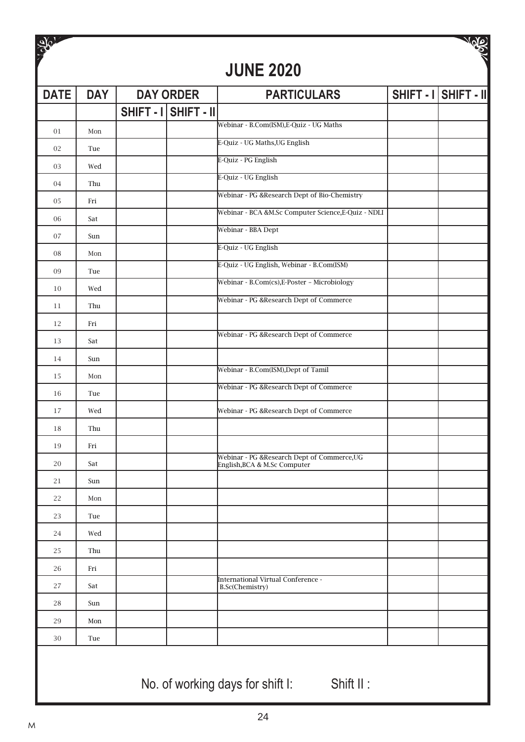# JUNE 2020

| DATE | DAY | DAY ORDER | | PARTICULARS | SHIFT - I | SHIFT - II |
|---|---|---|---|---|---|---|
| | | SHIFT - I | SHIFT - II | | | |
| 01 | Mon | | | Webinar - B.Com(ISM),E-Quiz - UG Maths | | |
| 02 | Tue | | | E-Quiz - UG Maths,UG English | | |
| 03 | Wed | | | E-Quiz - PG English | | |
| 04 | Thu | | | E-Quiz - UG English | | |
| 05 | Fri | | | Webinar - PG &Research Dept of Bio-Chemistry | | |
| 06 | Sat | | | Webinar - BCA &M.Sc Computer Science,E-Quiz - NDLI | | |
| 07 | Sun | | | Webinar - BBA Dept | | |
| 08 | Mon | | | E-Quiz - UG English | | |
| 09 | Tue | | | E-Quiz - UG English, Webinar - B.Com(ISM) | | |
| 10 | Wed | | | Webinar - B.Com(cs),E-Poster – Microbiology | | |
| 11 | Thu | | | Webinar - PG &Research Dept of Commerce | | |
| 12 | Fri | | | | | |
| 13 | Sat | | | Webinar - PG &Research Dept of Commerce | | |
| 14 | Sun | | | | | |
| 15 | Mon | | | Webinar - B.Com(ISM),Dept of Tamil | | |
| 16 | Tue | | | Webinar - PG &Research Dept of Commerce | | |
| 17 | Wed | | | Webinar - PG &Research Dept of Commerce | | |
| 18 | Thu | | | | | |
| 19 | Fri | | | | | |
| 20 | Sat | | | Webinar - PG &Research Dept of Commerce,UG English,BCA & M.Sc Computer | | |
| 21 | Sun | | | | | |
| 22 | Mon | | | | | |
| 23 | Tue | | | | | |
| 24 | Wed | | | | | |
| 25 | Thu | | | | | |
| 26 | Fri | | | | | |
| 27 | Sat | | | International Virtual Conference - B.Sc(Chemistry) | | |
| 28 | Sun | | | | | |
| 29 | Mon | | | | | |
| 30 | Tue | | | | | |

No. of working days for shift I: Shift II :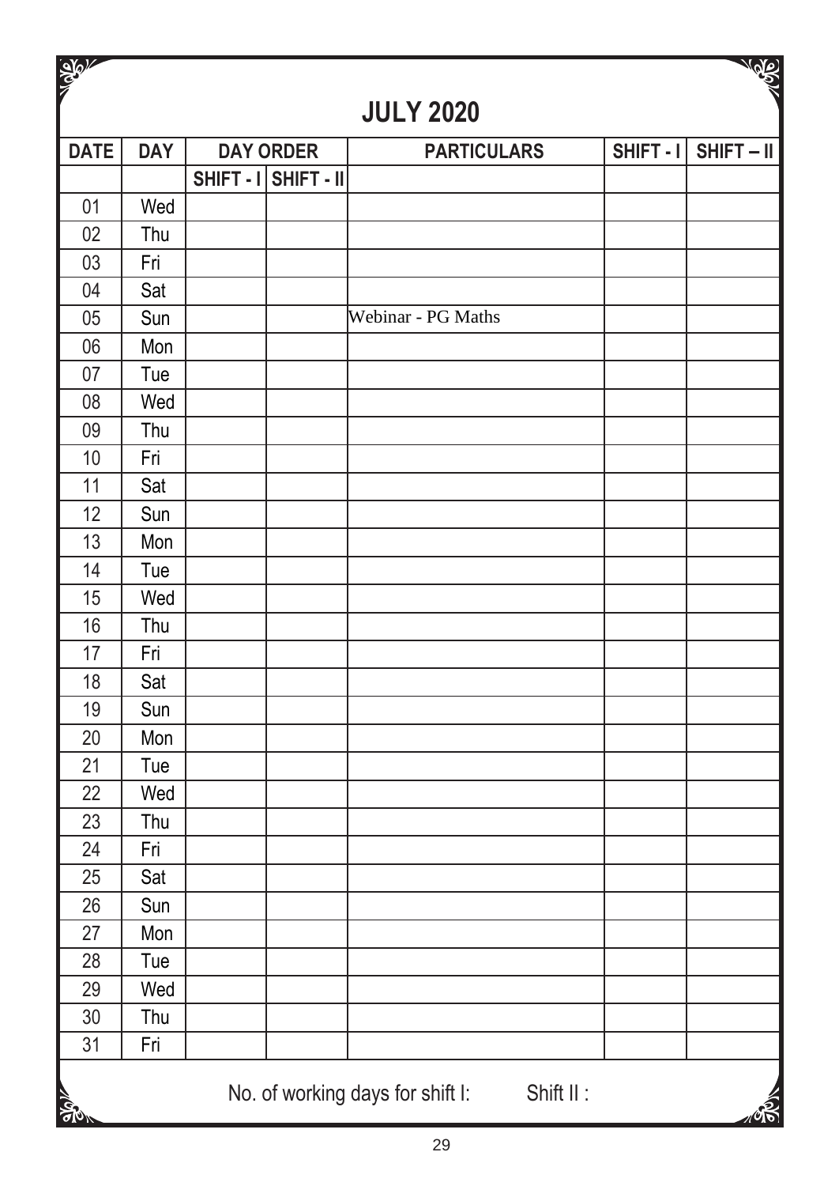# JULY 2020

| DATE | DAY | DAY ORDER | | PARTICULARS | SHIFT - I | SHIFT – II |
|---|---|---|---|---|---|---|
| | | SHIFT - I | SHIFT - II | | | |
| 01 | Wed | | | | | |
| 02 | Thu | | | | | |
| 03 | Fri | | | | | |
| 04 | Sat | | | | | |
| 05 | Sun | | | Webinar - PG Maths | | |
| 06 | Mon | | | | | |
| 07 | Tue | | | | | |
| 08 | Wed | | | | | |
| 09 | Thu | | | | | |
| 10 | Fri | | | | | |
| 11 | Sat | | | | | |
| 12 | Sun | | | | | |
| 13 | Mon | | | | | |
| 14 | Tue | | | | | |
| 15 | Wed | | | | | |
| 16 | Thu | | | | | |
| 17 | Fri | | | | | |
| 18 | Sat | | | | | |
| 19 | Sun | | | | | |
| 20 | Mon | | | | | |
| 21 | Tue | | | | | |
| 22 | Wed | | | | | |
| 23 | Thu | | | | | |
| 24 | Fri | | | | | |
| 25 | Sat | | | | | |
| 26 | Sun | | | | | |
| 27 | Mon | | | | | |
| 28 | Tue | | | | | |
| 29 | Wed | | | | | |
| 30 | Thu | | | | | |
| 31 | Fri | | | | | |

No. of working days for shift I: Shift II :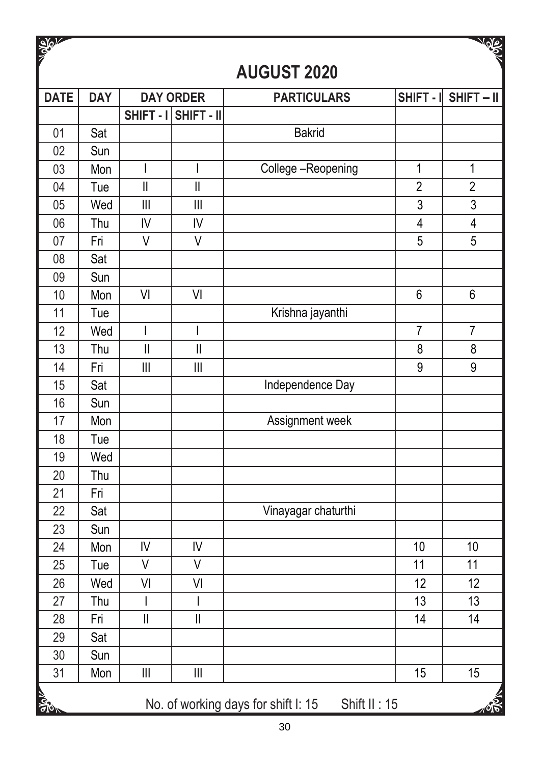## AUGUST 2020

| DATE | DAY | DAY ORDER | | PARTICULARS | SHIFT - I | SHIFT – II |
|---|---|---|---|---|---|---|
| | | SHIFT - I | SHIFT - II | | | |
| 01 | Sat | | | Bakrid | | |
| 02 | Sun | | | | | |
| 03 | Mon | I | I | College –Reopening | 1 | 1 |
| 04 | Tue | II | II | | 2 | 2 |
| 05 | Wed | III | III | | 3 | 3 |
| 06 | Thu | IV | IV | | 4 | 4 |
| 07 | Fri | V | V | | 5 | 5 |
| 08 | Sat | | | | | |
| 09 | Sun | | | | | |
| 10 | Mon | VI | VI | | 6 | 6 |
| 11 | Tue | | | Krishna jayanthi | | |
| 12 | Wed | I | I | | 7 | 7 |
| 13 | Thu | II | II | | 8 | 8 |
| 14 | Fri | III | III | | 9 | 9 |
| 15 | Sat | | | Independence Day | | |
| 16 | Sun | | | | | |
| 17 | Mon | | | Assignment week | | |
| 18 | Tue | | | | | |
| 19 | Wed | | | | | |
| 20 | Thu | | | | | |
| 21 | Fri | | | | | |
| 22 | Sat | | | Vinayagar chaturthi | | |
| 23 | Sun | | | | | |
| 24 | Mon | IV | IV | | 10 | 10 |
| 25 | Tue | V | V | | 11 | 11 |
| 26 | Wed | VI | VI | | 12 | 12 |
| 27 | Thu | I | I | | 13 | 13 |
| 28 | Fri | II | II | | 14 | 14 |
| 29 | Sat | | | | | |
| 30 | Sun | | | | | |
| 31 | Mon | III | III | | 15 | 15 |

No. of working days for shift I: 15 Shift II : 15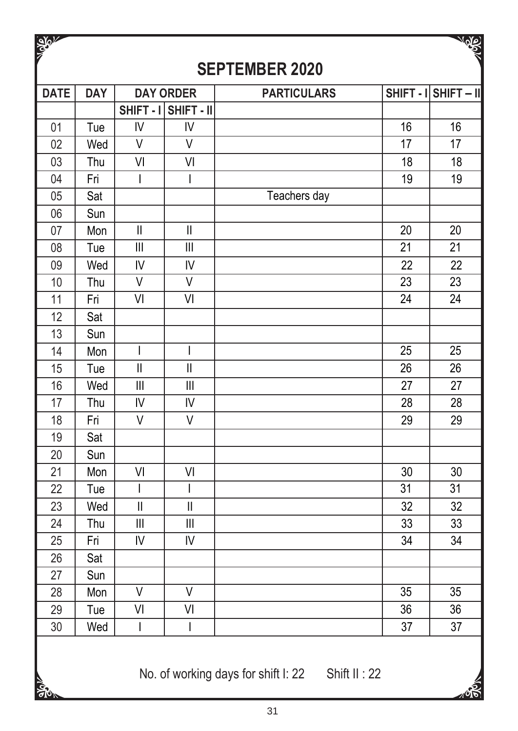# SEPTEMBER 2020

| DATE | DAY | DAY ORDER | | PARTICULARS | SHIFT - I | SHIFT – II |
|---|---|---|---|---|---|---|
| | | SHIFT - I | SHIFT - II | | | |
| 01 | Tue | IV | IV | | 16 | 16 |
| 02 | Wed | V | V | | 17 | 17 |
| 03 | Thu | VI | VI | | 18 | 18 |
| 04 | Fri | I | I | | 19 | 19 |
| 05 | Sat | | | Teachers day | | |
| 06 | Sun | | | | | |
| 07 | Mon | II | II | | 20 | 20 |
| 08 | Tue | III | III | | 21 | 21 |
| 09 | Wed | IV | IV | | 22 | 22 |
| 10 | Thu | V | V | | 23 | 23 |
| 11 | Fri | VI | VI | | 24 | 24 |
| 12 | Sat | | | | | |
| 13 | Sun | | | | | |
| 14 | Mon | I | I | | 25 | 25 |
| 15 | Tue | II | II | | 26 | 26 |
| 16 | Wed | III | III | | 27 | 27 |
| 17 | Thu | IV | IV | | 28 | 28 |
| 18 | Fri | V | V | | 29 | 29 |
| 19 | Sat | | | | | |
| 20 | Sun | | | | | |
| 21 | Mon | VI | VI | | 30 | 30 |
| 22 | Tue | I | I | | 31 | 31 |
| 23 | Wed | II | II | | 32 | 32 |
| 24 | Thu | III | III | | 33 | 33 |
| 25 | Fri | IV | IV | | 34 | 34 |
| 26 | Sat | | | | | |
| 27 | Sun | | | | | |
| 28 | Mon | V | V | | 35 | 35 |
| 29 | Tue | VI | VI | | 36 | 36 |
| 30 | Wed | I | I | | 37 | 37 |

No. of working days for shift I: 22 Shift II : 22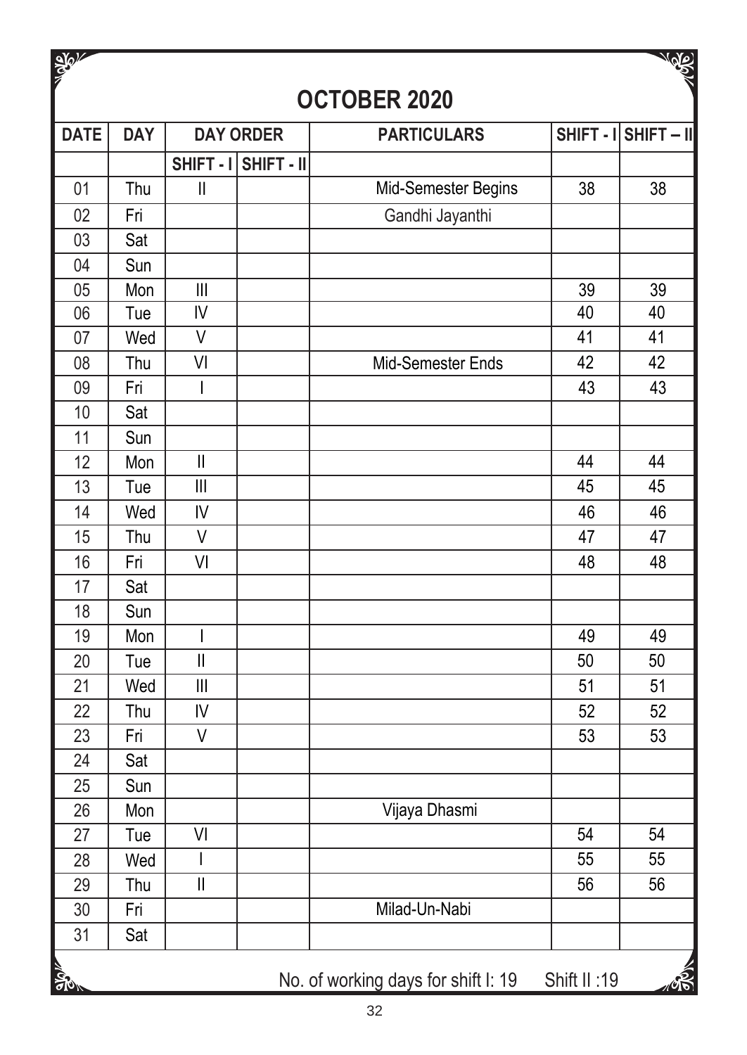# OCTOBER 2020

| DATE | DAY | DAY ORDER | | PARTICULARS | SHIFT - I | SHIFT – II |
|---|---|---|---|---|---|---|
| | | SHIFT - I | SHIFT - II | | | |
| 01 | Thu | II | | Mid-Semester Begins | 38 | 38 |
| 02 | Fri | | | Gandhi Jayanthi | | |
| 03 | Sat | | | | | |
| 04 | Sun | | | | | |
| 05 | Mon | III | | | 39 | 39 |
| 06 | Tue | IV | | | 40 | 40 |
| 07 | Wed | V | | | 41 | 41 |
| 08 | Thu | VI | | Mid-Semester Ends | 42 | 42 |
| 09 | Fri | I | | | 43 | 43 |
| 10 | Sat | | | | | |
| 11 | Sun | | | | | |
| 12 | Mon | II | | | 44 | 44 |
| 13 | Tue | III | | | 45 | 45 |
| 14 | Wed | IV | | | 46 | 46 |
| 15 | Thu | V | | | 47 | 47 |
| 16 | Fri | VI | | | 48 | 48 |
| 17 | Sat | | | | | |
| 18 | Sun | | | | | |
| 19 | Mon | I | | | 49 | 49 |
| 20 | Tue | II | | | 50 | 50 |
| 21 | Wed | III | | | 51 | 51 |
| 22 | Thu | IV | | | 52 | 52 |
| 23 | Fri | V | | | 53 | 53 |
| 24 | Sat | | | | | |
| 25 | Sun | | | | | |
| 26 | Mon | | | Vijaya Dhasmi | | |
| 27 | Tue | VI | | | 54 | 54 |
| 28 | Wed | I | | | 55 | 55 |
| 29 | Thu | II | | | 56 | 56 |
| 30 | Fri | | | Milad-Un-Nabi | | |
| 31 | Sat | | | | | |

No. of working days for shift I: 19 Shift II :19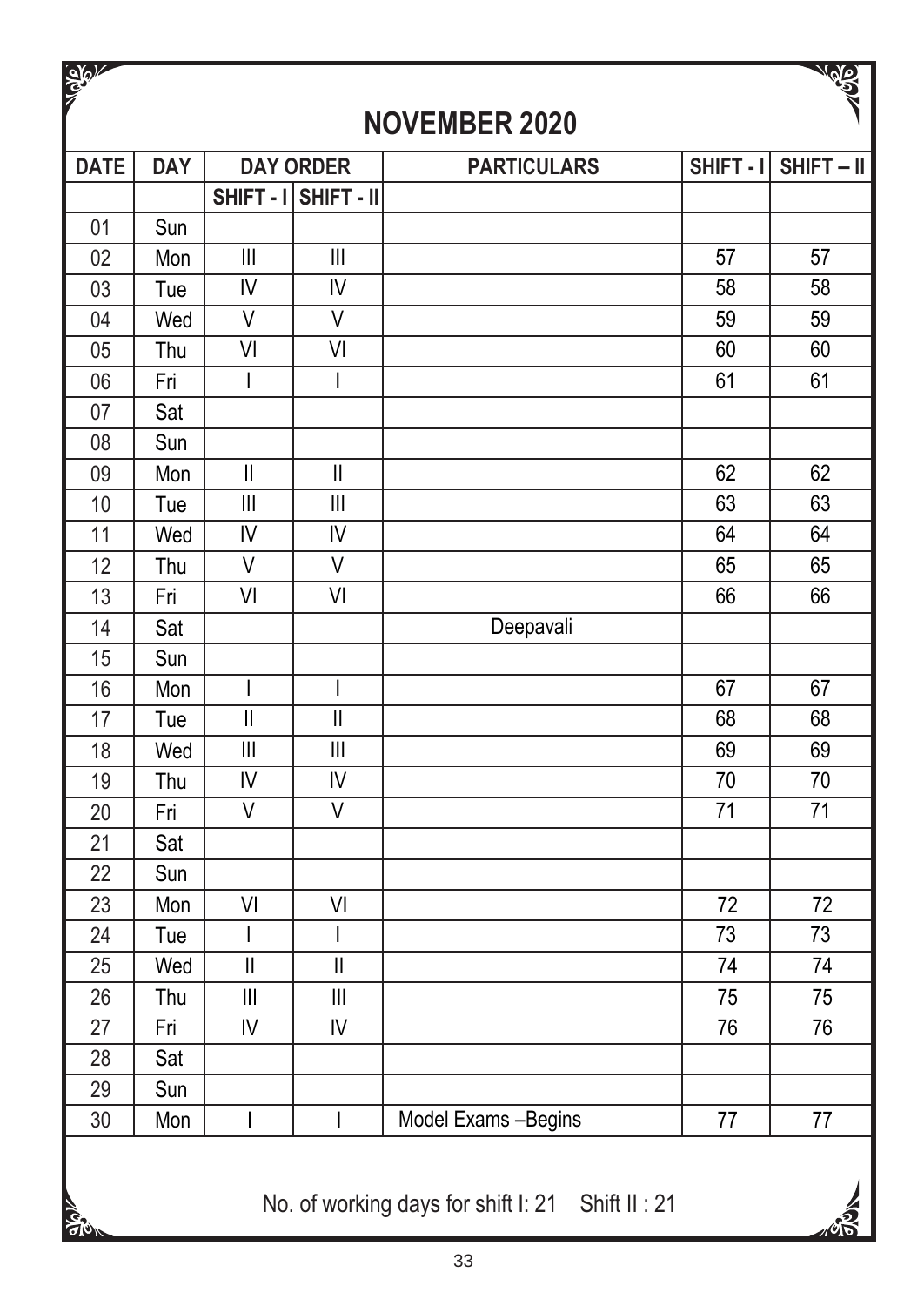# NOVEMBER 2020

| DATE | DAY | DAY ORDER | | PARTICULARS | SHIFT - I | SHIFT – II |
|---|---|---|---|---|---|---|
| | | SHIFT - I | SHIFT - II | | | |
| 01 | Sun | | | | | |
| 02 | Mon | III | III | | 57 | 57 |
| 03 | Tue | IV | IV | | 58 | 58 |
| 04 | Wed | V | V | | 59 | 59 |
| 05 | Thu | VI | VI | | 60 | 60 |
| 06 | Fri | I | I | | 61 | 61 |
| 07 | Sat | | | | | |
| 08 | Sun | | | | | |
| 09 | Mon | II | II | | 62 | 62 |
| 10 | Tue | III | III | | 63 | 63 |
| 11 | Wed | IV | IV | | 64 | 64 |
| 12 | Thu | V | V | | 65 | 65 |
| 13 | Fri | VI | VI | | 66 | 66 |
| 14 | Sat | | | Deepavali | | |
| 15 | Sun | | | | | |
| 16 | Mon | I | I | | 67 | 67 |
| 17 | Tue | II | II | | 68 | 68 |
| 18 | Wed | III | III | | 69 | 69 |
| 19 | Thu | IV | IV | | 70 | 70 |
| 20 | Fri | V | V | | 71 | 71 |
| 21 | Sat | | | | | |
| 22 | Sun | | | | | |
| 23 | Mon | VI | VI | | 72 | 72 |
| 24 | Tue | I | I | | 73 | 73 |
| 25 | Wed | II | II | | 74 | 74 |
| 26 | Thu | III | III | | 75 | 75 |
| 27 | Fri | IV | IV | | 76 | 76 |
| 28 | Sat | | | | | |
| 29 | Sun | | | | | |
| 30 | Mon | I | I | Model Exams –Begins | 77 | 77 |

No. of working days for shift I: 21 Shift II : 21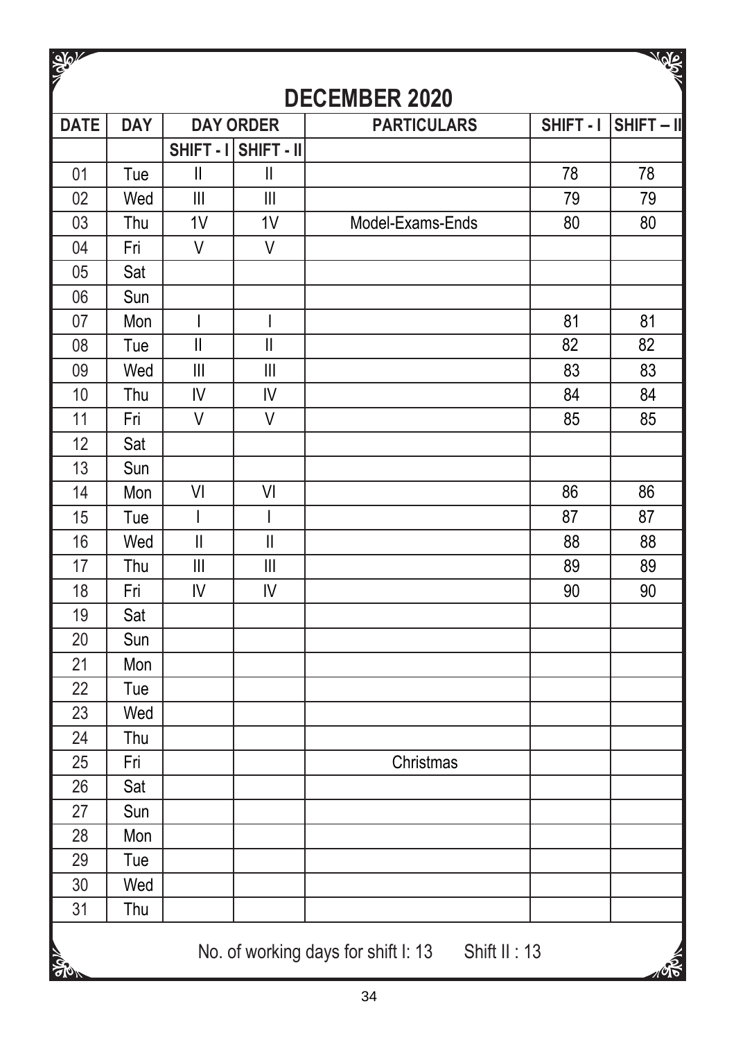# DECEMBER 2020

| DATE | DAY | DAY ORDER | | PARTICULARS | SHIFT - I | SHIFT – II |
|---|---|---|---|---|---|---|
| | | SHIFT - I | SHIFT - II | | | |
| 01 | Tue | II | II | | 78 | 78 |
| 02 | Wed | III | III | | 79 | 79 |
| 03 | Thu | 1V | 1V | Model-Exams-Ends | 80 | 80 |
| 04 | Fri | V | V | | | |
| 05 | Sat | | | | | |
| 06 | Sun | | | | | |
| 07 | Mon | I | I | | 81 | 81 |
| 08 | Tue | II | II | | 82 | 82 |
| 09 | Wed | III | III | | 83 | 83 |
| 10 | Thu | IV | IV | | 84 | 84 |
| 11 | Fri | V | V | | 85 | 85 |
| 12 | Sat | | | | | |
| 13 | Sun | | | | | |
| 14 | Mon | VI | VI | | 86 | 86 |
| 15 | Tue | I | I | | 87 | 87 |
| 16 | Wed | II | II | | 88 | 88 |
| 17 | Thu | III | III | | 89 | 89 |
| 18 | Fri | IV | IV | | 90 | 90 |
| 19 | Sat | | | | | |
| 20 | Sun | | | | | |
| 21 | Mon | | | | | |
| 22 | Tue | | | | | |
| 23 | Wed | | | | | |
| 24 | Thu | | | | | |
| 25 | Fri | | | Christmas | | |
| 26 | Sat | | | | | |
| 27 | Sun | | | | | |
| 28 | Mon | | | | | |
| 29 | Tue | | | | | |
| 30 | Wed | | | | | |
| 31 | Thu | | | | | |

No. of working days for shift I: 13 Shift II : 13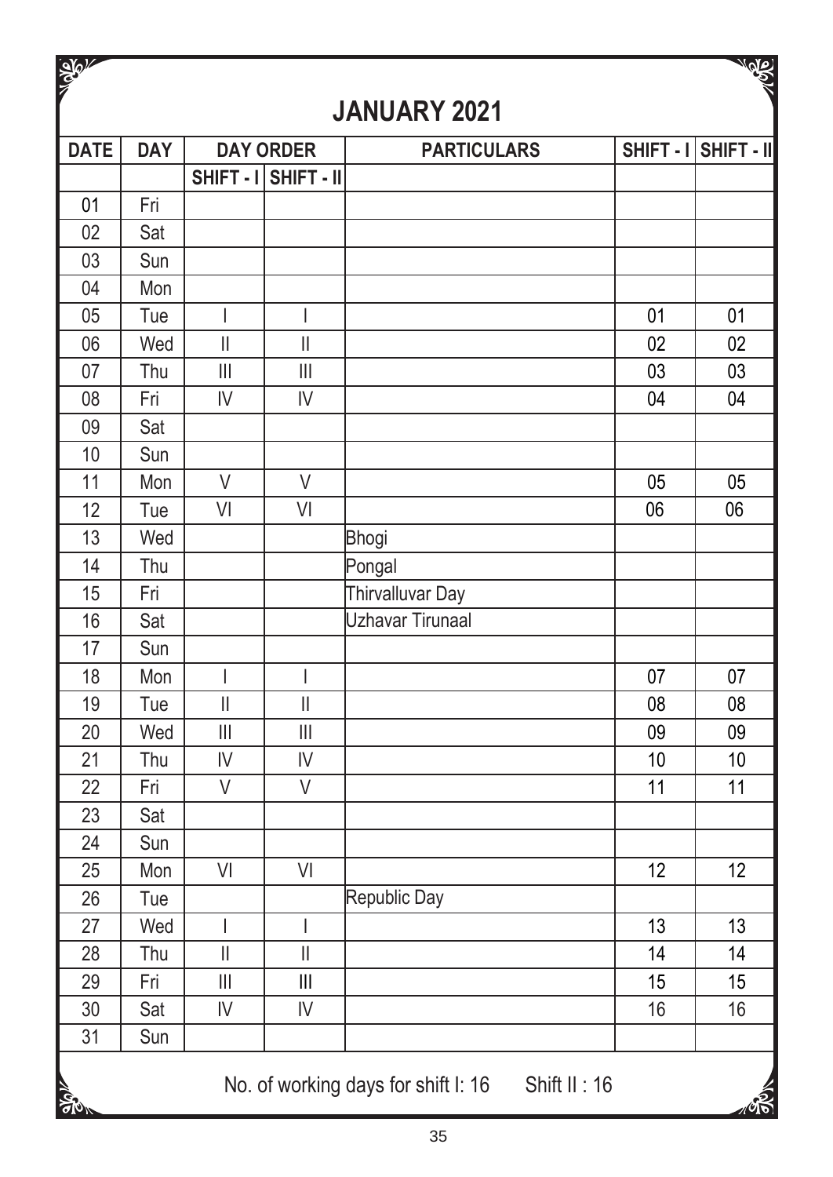# JANUARY 2021

| DATE | DAY | DAY ORDER | | PARTICULARS | SHIFT - I | SHIFT - II |
|---|---|---|---|---|---|---|
| | | SHIFT - I | SHIFT - II | | | |
| 01 | Fri | | | | | |
| 02 | Sat | | | | | |
| 03 | Sun | | | | | |
| 04 | Mon | | | | | |
| 05 | Tue | I | I | | 01 | 01 |
| 06 | Wed | II | II | | 02 | 02 |
| 07 | Thu | III | III | | 03 | 03 |
| 08 | Fri | IV | IV | | 04 | 04 |
| 09 | Sat | | | | | |
| 10 | Sun | | | | | |
| 11 | Mon | V | V | | 05 | 05 |
| 12 | Tue | VI | VI | | 06 | 06 |
| 13 | Wed | | | Bhogi | | |
| 14 | Thu | | | Pongal | | |
| 15 | Fri | | | Thirvalluvar Day | | |
| 16 | Sat | | | Uzhavar Tirunaal | | |
| 17 | Sun | | | | | |
| 18 | Mon | I | I | | 07 | 07 |
| 19 | Tue | II | II | | 08 | 08 |
| 20 | Wed | III | III | | 09 | 09 |
| 21 | Thu | IV | IV | | 10 | 10 |
| 22 | Fri | V | V | | 11 | 11 |
| 23 | Sat | | | | | |
| 24 | Sun | | | | | |
| 25 | Mon | VI | VI | | 12 | 12 |
| 26 | Tue | | | Republic Day | | |
| 27 | Wed | I | I | | 13 | 13 |
| 28 | Thu | II | II | | 14 | 14 |
| 29 | Fri | III | III | | 15 | 15 |
| 30 | Sat | IV | IV | | 16 | 16 |
| 31 | Sun | | | | | |

No. of working days for shift I: 16 Shift II : 16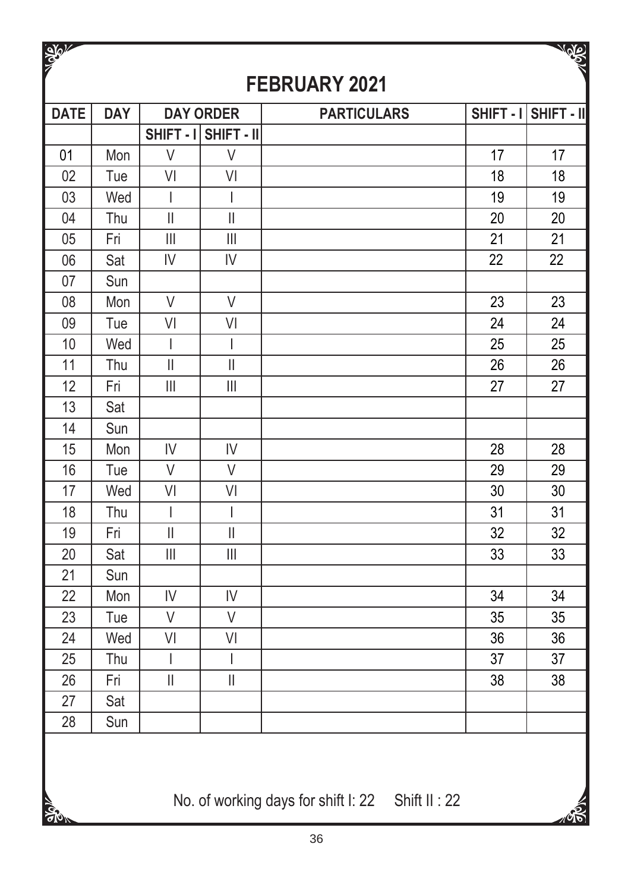# FEBRUARY 2021

| DATE | DAY | DAY ORDER | | PARTICULARS | SHIFT - I | SHIFT - II |
|---|---|---|---|---|---|---|
| | | SHIFT - I | SHIFT - II | | | |
| 01 | Mon | V | V | | 17 | 17 |
| 02 | Tue | VI | VI | | 18 | 18 |
| 03 | Wed | I | I | | 19 | 19 |
| 04 | Thu | II | II | | 20 | 20 |
| 05 | Fri | III | III | | 21 | 21 |
| 06 | Sat | IV | IV | | 22 | 22 |
| 07 | Sun | | | | | |
| 08 | Mon | V | V | | 23 | 23 |
| 09 | Tue | VI | VI | | 24 | 24 |
| 10 | Wed | I | I | | 25 | 25 |
| 11 | Thu | II | II | | 26 | 26 |
| 12 | Fri | III | III | | 27 | 27 |
| 13 | Sat | | | | | |
| 14 | Sun | | | | | |
| 15 | Mon | IV | IV | | 28 | 28 |
| 16 | Tue | V | V | | 29 | 29 |
| 17 | Wed | VI | VI | | 30 | 30 |
| 18 | Thu | I | I | | 31 | 31 |
| 19 | Fri | II | II | | 32 | 32 |
| 20 | Sat | III | III | | 33 | 33 |
| 21 | Sun | | | | | |
| 22 | Mon | IV | IV | | 34 | 34 |
| 23 | Tue | V | V | | 35 | 35 |
| 24 | Wed | VI | VI | | 36 | 36 |
| 25 | Thu | I | I | | 37 | 37 |
| 26 | Fri | II | II | | 38 | 38 |
| 27 | Sat | | | | | |
| 28 | Sun | | | | | |

No. of working days for shift I: 22 Shift II : 22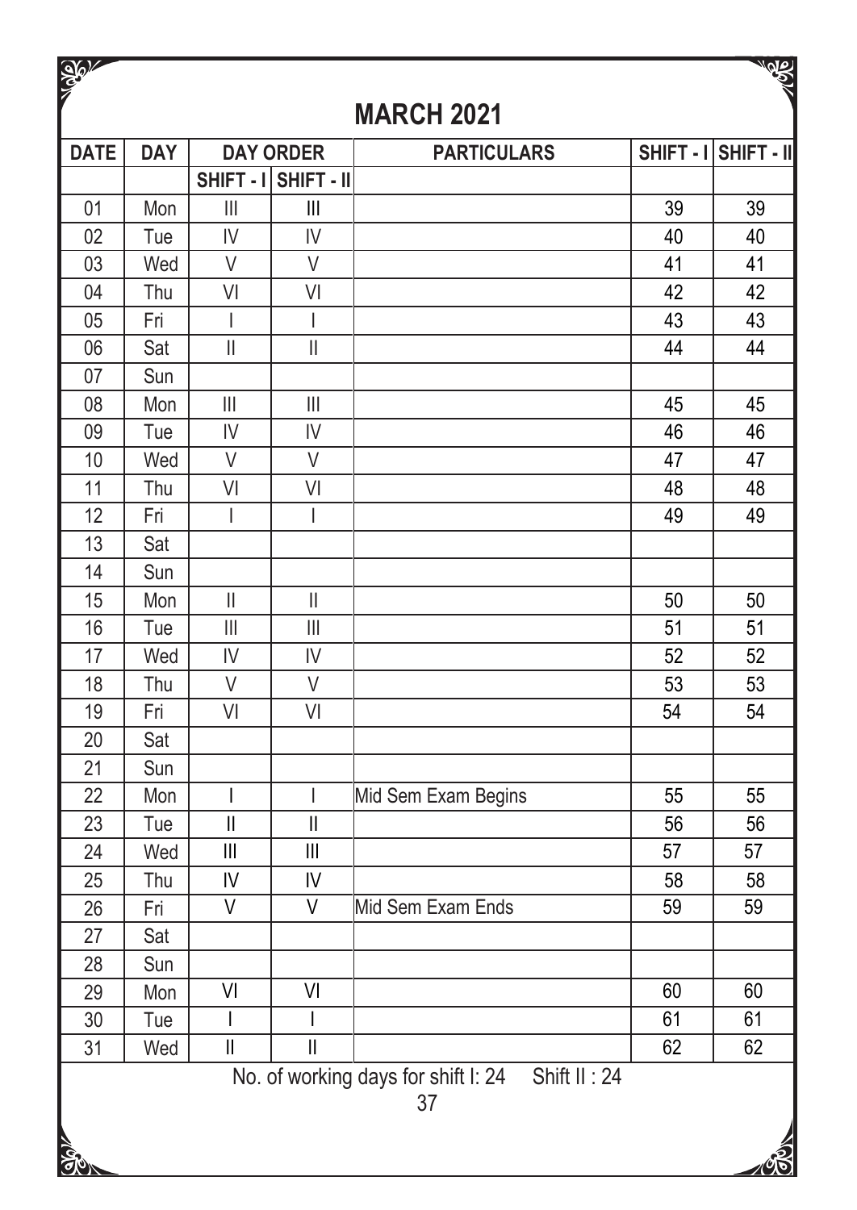# MARCH 2021

| DATE | DAY | DAY ORDER | | PARTICULARS | SHIFT - I | SHIFT - II |
|---|---|---|---|---|---|---|
| | | SHIFT - I | SHIFT - II | | | |
| 01 | Mon | III | III | | 39 | 39 |
| 02 | Tue | IV | IV | | 40 | 40 |
| 03 | Wed | V | V | | 41 | 41 |
| 04 | Thu | VI | VI | | 42 | 42 |
| 05 | Fri | I | I | | 43 | 43 |
| 06 | Sat | II | II | | 44 | 44 |
| 07 | Sun | | | | | |
| 08 | Mon | III | III | | 45 | 45 |
| 09 | Tue | IV | IV | | 46 | 46 |
| 10 | Wed | V | V | | 47 | 47 |
| 11 | Thu | VI | VI | | 48 | 48 |
| 12 | Fri | I | I | | 49 | 49 |
| 13 | Sat | | | | | |
| 14 | Sun | | | | | |
| 15 | Mon | II | II | | 50 | 50 |
| 16 | Tue | III | III | | 51 | 51 |
| 17 | Wed | IV | IV | | 52 | 52 |
| 18 | Thu | V | V | | 53 | 53 |
| 19 | Fri | VI | VI | | 54 | 54 |
| 20 | Sat | | | | | |
| 21 | Sun | | | | | |
| 22 | Mon | I | I | Mid Sem Exam Begins | 55 | 55 |
| 23 | Tue | II | II | | 56 | 56 |
| 24 | Wed | III | III | | 57 | 57 |
| 25 | Thu | IV | IV | | 58 | 58 |
| 26 | Fri | V | V | Mid Sem Exam Ends | 59 | 59 |
| 27 | Sat | | | | | |
| 28 | Sun | | | | | |
| 29 | Mon | VI | VI | | 60 | 60 |
| 30 | Tue | I | I | | 61 | 61 |
| 31 | Wed | II | II | | 62 | 62 |

No. of working days for shift I: 24 Shift II : 24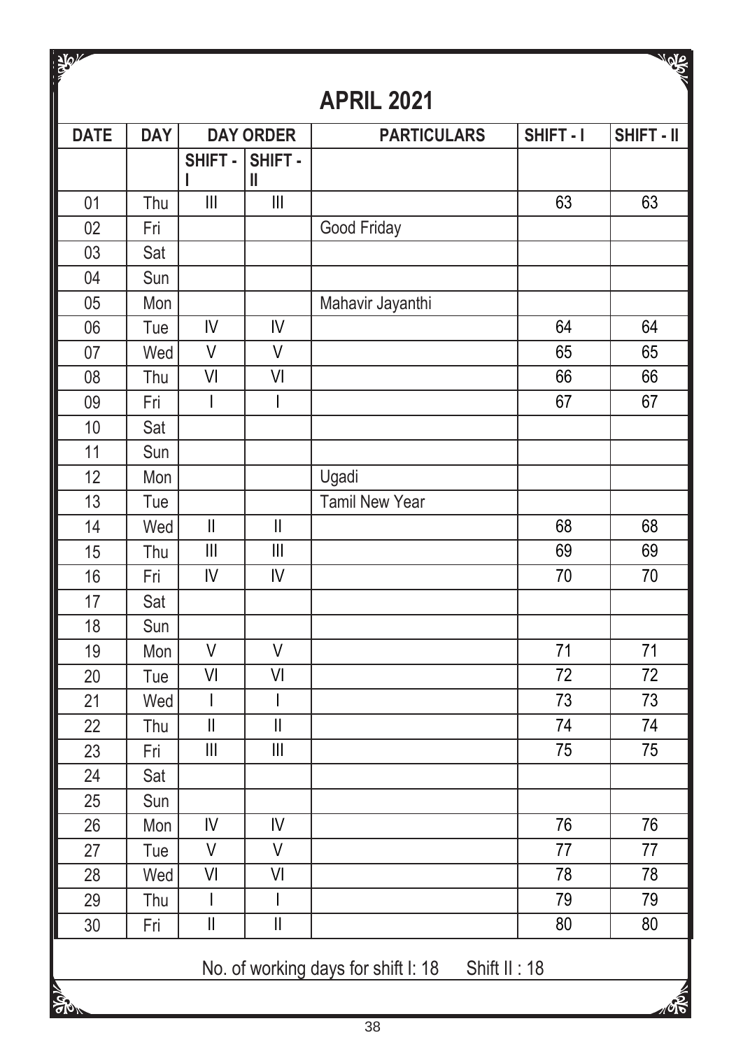# APRIL 2021

| DATE | DAY | DAY ORDER | | PARTICULARS | SHIFT - I | SHIFT - II |
|---|---|---|---|---|---|---|
| | | SHIFT - I | SHIFT - II | | | |
| 01 | Thu | III | III | | 63 | 63 |
| 02 | Fri | | | Good Friday | | |
| 03 | Sat | | | | | |
| 04 | Sun | | | | | |
| 05 | Mon | | | Mahavir Jayanthi | | |
| 06 | Tue | IV | IV | | 64 | 64 |
| 07 | Wed | V | V | | 65 | 65 |
| 08 | Thu | VI | VI | | 66 | 66 |
| 09 | Fri | I | I | | 67 | 67 |
| 10 | Sat | | | | | |
| 11 | Sun | | | | | |
| 12 | Mon | | | Ugadi | | |
| 13 | Tue | | | Tamil New Year | | |
| 14 | Wed | II | II | | 68 | 68 |
| 15 | Thu | III | III | | 69 | 69 |
| 16 | Fri | IV | IV | | 70 | 70 |
| 17 | Sat | | | | | |
| 18 | Sun | | | | | |
| 19 | Mon | V | V | | 71 | 71 |
| 20 | Tue | VI | VI | | 72 | 72 |
| 21 | Wed | I | I | | 73 | 73 |
| 22 | Thu | II | II | | 74 | 74 |
| 23 | Fri | III | III | | 75 | 75 |
| 24 | Sat | | | | | |
| 25 | Sun | | | | | |
| 26 | Mon | IV | IV | | 76 | 76 |
| 27 | Tue | V | V | | 77 | 77 |
| 28 | Wed | VI | VI | | 78 | 78 |
| 29 | Thu | I | I | | 79 | 79 |
| 30 | Fri | II | II | | 80 | 80 |

No. of working days for shift I: 18 Shift II : 18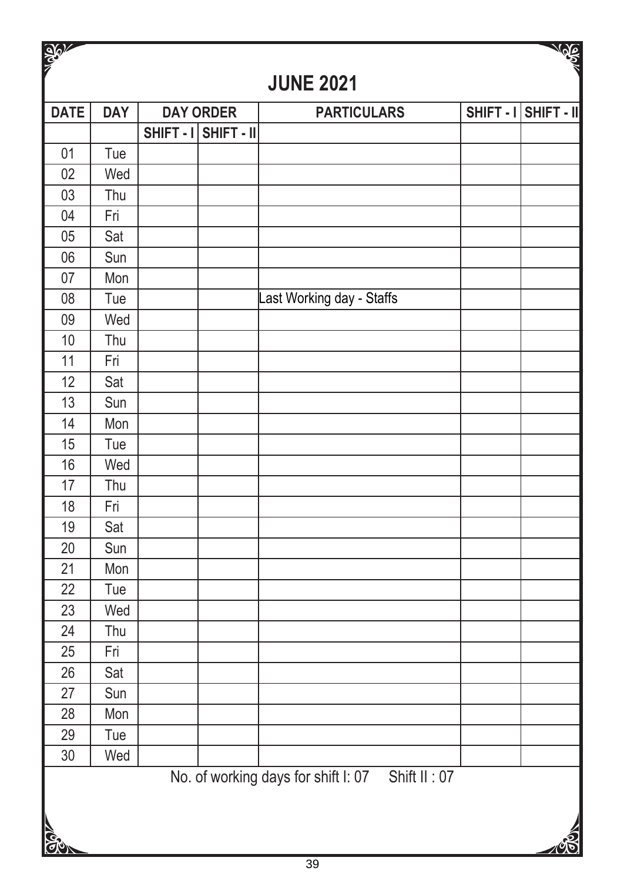# JUNE 2021

| DATE | DAY | DAY ORDER | | PARTICULARS | SHIFT - I | SHIFT - II |
|---|---|---|---|---|---|---|
| | | SHIFT - I | SHIFT - II | | | |
| 01 | Tue | | | | | |
| 02 | Wed | | | | | |
| 03 | Thu | | | | | |
| 04 | Fri | | | | | |
| 05 | Sat | | | | | |
| 06 | Sun | | | | | |
| 07 | Mon | | | | | |
| 08 | Tue | | | Last Working day - Staffs | | |
| 09 | Wed | | | | | |
| 10 | Thu | | | | | |
| 11 | Fri | | | | | |
| 12 | Sat | | | | | |
| 13 | Sun | | | | | |
| 14 | Mon | | | | | |
| 15 | Tue | | | | | |
| 16 | Wed | | | | | |
| 17 | Thu | | | | | |
| 18 | Fri | | | | | |
| 19 | Sat | | | | | |
| 20 | Sun | | | | | |
| 21 | Mon | | | | | |
| 22 | Tue | | | | | |
| 23 | Wed | | | | | |
| 24 | Thu | | | | | |
| 25 | Fri | | | | | |
| 26 | Sat | | | | | |
| 27 | Sun | | | | | |
| 28 | Mon | | | | | |
| 29 | Tue | | | | | |
| 30 | Wed | | | | | |

No. of working days for shift I: 07 Shift II : 07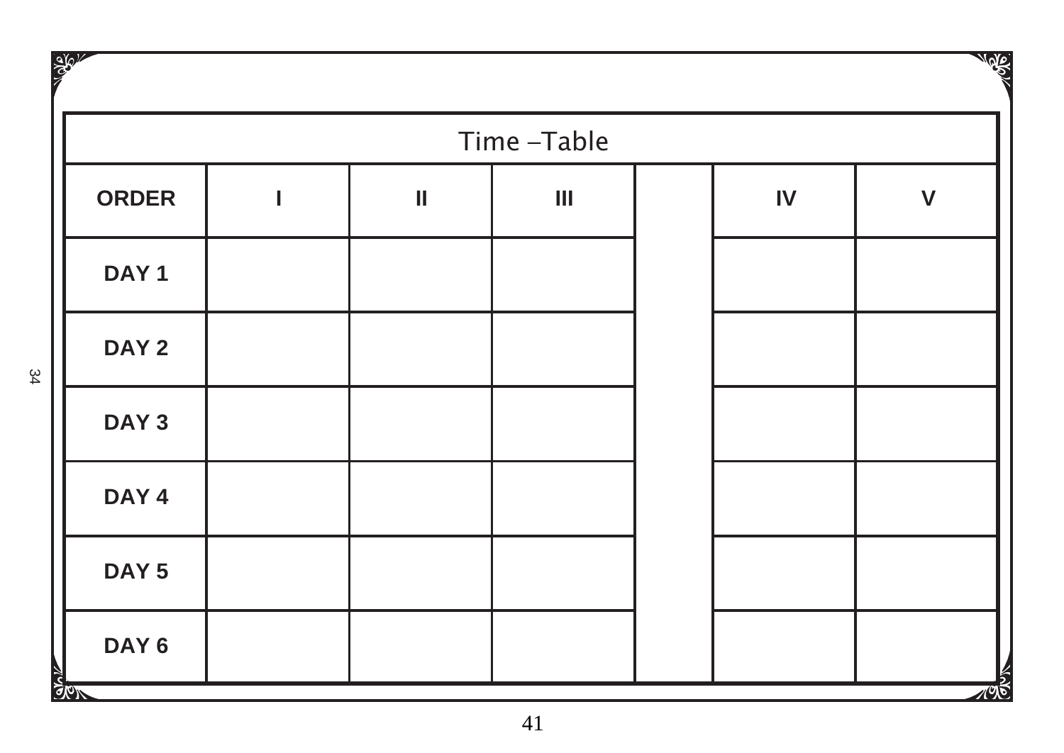| Time –Table | | | | | | |
|---|---|---|---|---|---|---|
| **ORDER** | **I** | **II** | **III** | | **IV** | **V** |
| **DAY 1** | | | | | | |
| **DAY 2** | | | | | | |
| **DAY 3** | | | | | | |
| **DAY 4** | | | | | | |
| **DAY 5** | | | | | | |
| **DAY 6** | | | | | | |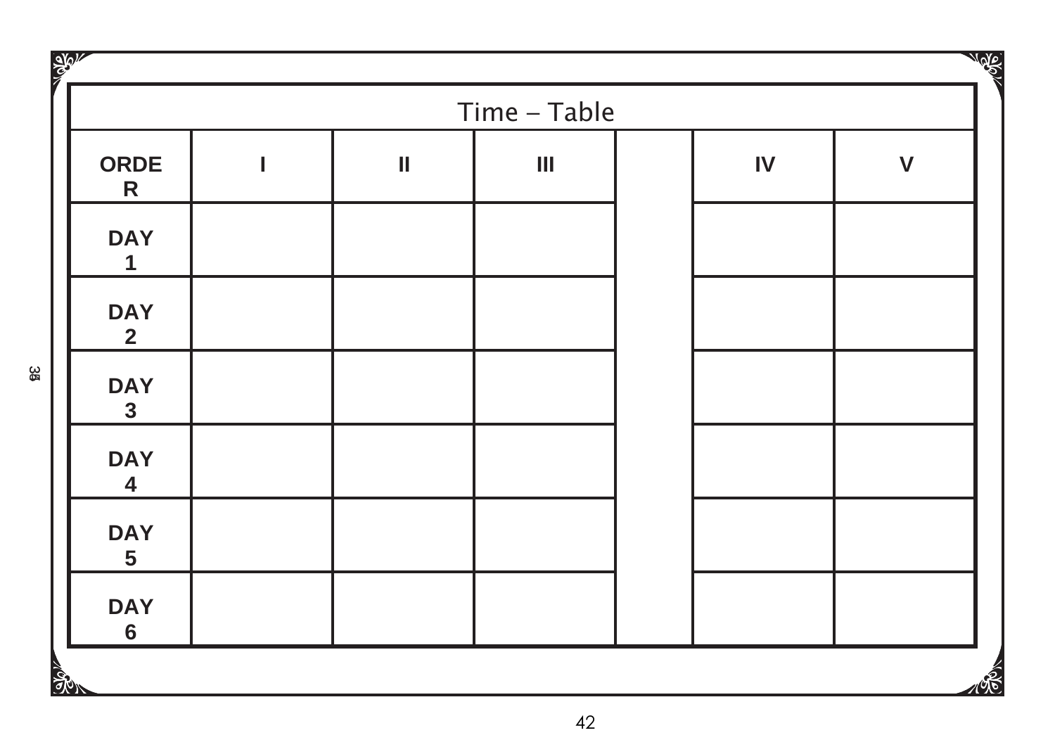# Time – Table

| ORDER | I | II | III | | IV | V |
|---|---|---|---|---|---|---|
| DAY 1 | | | | | | |
| DAY 2 | | | | | | |
| DAY 3 | | | | | | |
| DAY 4 | | | | | | |
| DAY 5 | | | | | | |
| DAY 6 | | | | | | |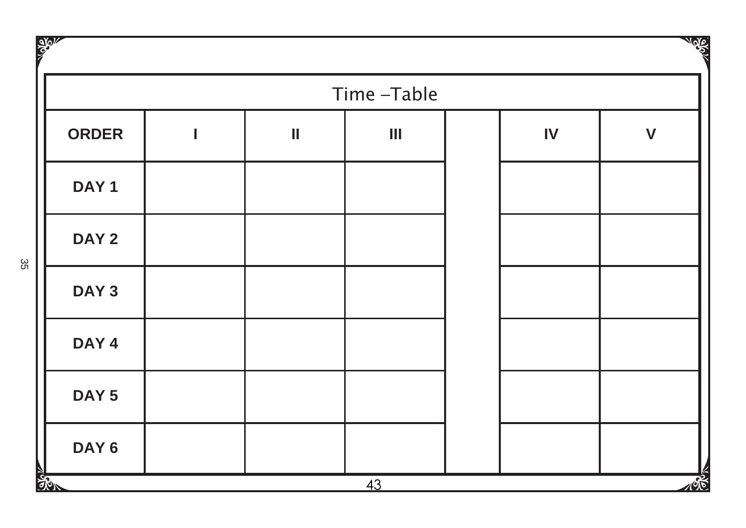| Time –Table | | | | | | |
|---|---|---|---|---|---|---|
| **ORDER** | **I** | **II** | **III** | | **IV** | **V** |
| **DAY 1** | | | | | | |
| **DAY 2** | | | | | | |
| **DAY 3** | | | | | | |
| **DAY 4** | | | | | | |
| **DAY 5** | | | | | | |
| **DAY 6** | | | | | | |